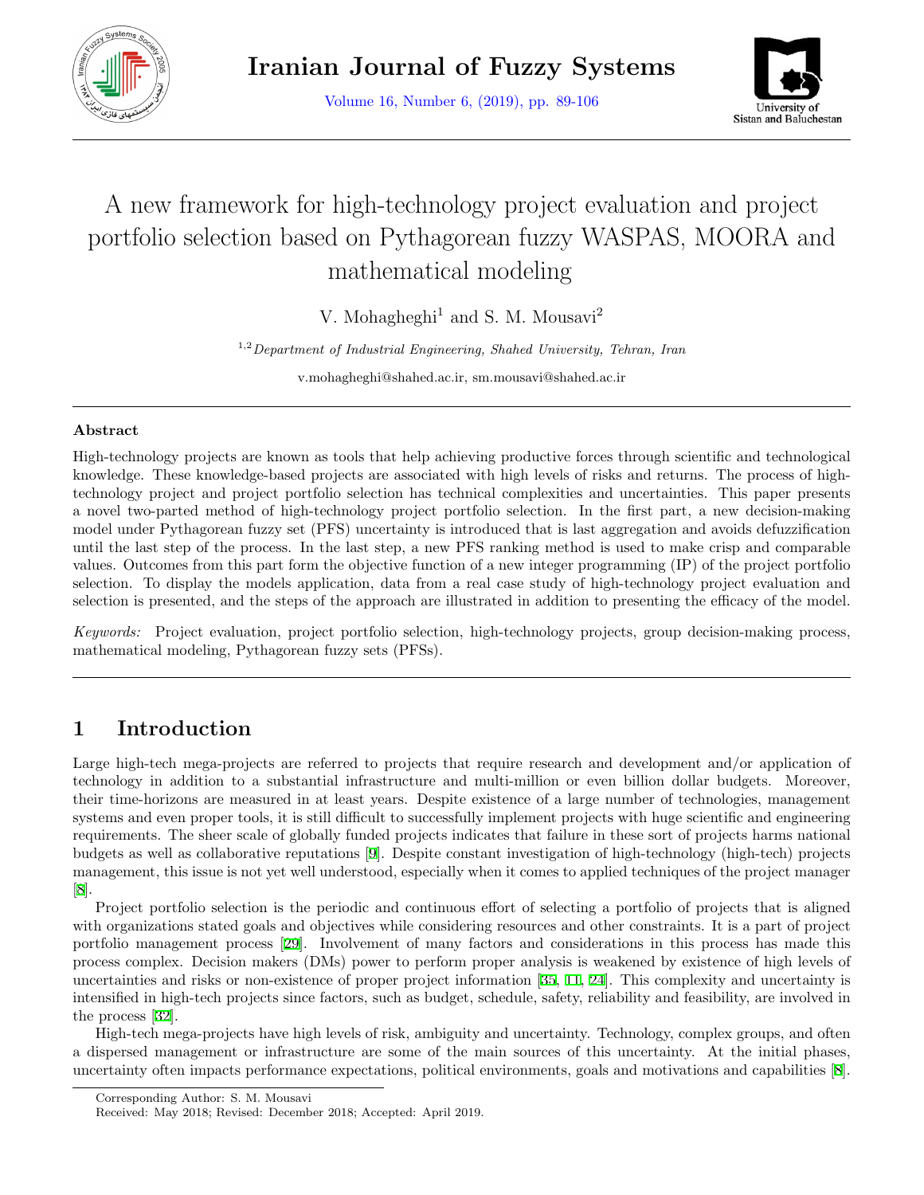# A new framework for high-technology project evaluation and project portfolio selection based on Pythagorean fuzzy WASPAS, MOORA and mathematical modeling

V. Mohagheghi[1] and S. M. Mousavi[2]

[1,2] *Department of Industrial Engineering, Shahed University, Tehran, Iran*

v.mohagheghi@shahed.ac.ir, sm.mousavi@shahed.ac.ir

### Abstract

High-technology projects are known as tools that help achieving productive forces through scientific and technological knowledge. These knowledge-based projects are associated with high levels of risks and returns. The process of high-technology project and project portfolio selection has technical complexities and uncertainties. This paper presents a novel two-parted method of high-technology project portfolio selection. In the first part, a new decision-making model under Pythagorean fuzzy set (PFS) uncertainty is introduced that is last aggregation and avoids defuzzification until the last step of the process. In the last step, a new PFS ranking method is used to make crisp and comparable values. Outcomes from this part form the objective function of a new integer programming (IP) of the project portfolio selection. To display the models application, data from a real case study of high-technology project evaluation and selection is presented, and the steps of the approach are illustrated in addition to presenting the efficacy of the model.

*Keywords:* Project evaluation, project portfolio selection, high-technology projects, group decision-making process, mathematical modeling, Pythagorean fuzzy sets (PFSs).

## 1 Introduction

Large high-tech mega-projects are referred to projects that require research and development and/or application of technology in addition to a substantial infrastructure and multi-million or even billion dollar budgets. Moreover, their time-horizons are measured in at least years. Despite existence of a large number of technologies, management systems and even proper tools, it is still difficult to successfully implement projects with huge scientific and engineering requirements. The sheer scale of globally funded projects indicates that failure in these sort of projects harms national budgets as well as collaborative reputations [9]. Despite constant investigation of high-technology (high-tech) projects management, this issue is not yet well understood, especially when it comes to applied techniques of the project manager [8].

Project portfolio selection is the periodic and continuous effort of selecting a portfolio of projects that is aligned with organizations stated goals and objectives while considering resources and other constraints. It is a part of project portfolio management process [29]. Involvement of many factors and considerations in this process has made this process complex. Decision makers (DMs) power to perform proper analysis is weakened by existence of high levels of uncertainties and risks or non-existence of proper project information [35, 11, 24]. This complexity and uncertainty is intensified in high-tech projects since factors, such as budget, schedule, safety, reliability and feasibility, are involved in the process [32].

High-tech mega-projects have high levels of risk, ambiguity and uncertainty. Technology, complex groups, and often a dispersed management or infrastructure are some of the main sources of this uncertainty. At the initial phases, uncertainty often impacts performance expectations, political environments, goals and motivations and capabilities [8].

Corresponding Author: S. M. Mousavi

Received: May 2018; Revised: December 2018; Accepted: April 2019.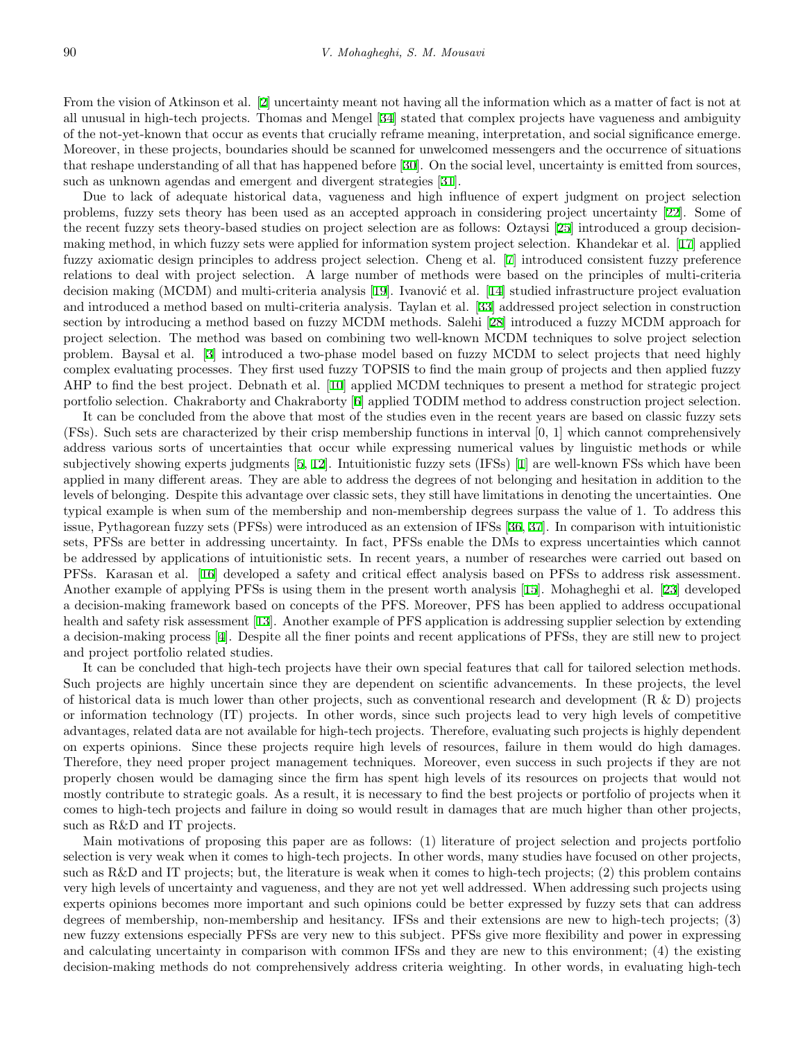From the vision of Atkinson et al. [2] uncertainty meant not having all the information which as a matter of fact is not at all unusual in high-tech projects. Thomas and Mengel [34] stated that complex projects have vagueness and ambiguity of the not-yet-known that occur as events that crucially reframe meaning, interpretation, and social significance emerge. Moreover, in these projects, boundaries should be scanned for unwelcomed messengers and the occurrence of situations that reshape understanding of all that has happened before [30]. On the social level, uncertainty is emitted from sources, such as unknown agendas and emergent and divergent strategies [31].

Due to lack of adequate historical data, vagueness and high influence of expert judgment on project selection problems, fuzzy sets theory has been used as an accepted approach in considering project uncertainty [22]. Some of the recent fuzzy sets theory-based studies on project selection are as follows: Oztaysi [25] introduced a group decision-making method, in which fuzzy sets were applied for information system project selection. Khandekar et al. [17] applied fuzzy axiomatic design principles to address project selection. Cheng et al. [7] introduced consistent fuzzy preference relations to deal with project selection. A large number of methods were based on the principles of multi-criteria decision making (MCDM) and multi-criteria analysis [19]. Ivanović et al. [14] studied infrastructure project evaluation and introduced a method based on multi-criteria analysis. Taylan et al. [33] addressed project selection in construction section by introducing a method based on fuzzy MCDM methods. Salehi [28] introduced a fuzzy MCDM approach for project selection. The method was based on combining two well-known MCDM techniques to solve project selection problem. Baysal et al. [3] introduced a two-phase model based on fuzzy MCDM to select projects that need highly complex evaluating processes. They first used fuzzy TOPSIS to find the main group of projects and then applied fuzzy AHP to find the best project. Debnath et al. [10] applied MCDM techniques to present a method for strategic project portfolio selection. Chakraborty and Chakraborty [6] applied TODIM method to address construction project selection.

It can be concluded from the above that most of the studies even in the recent years are based on classic fuzzy sets (FSs). Such sets are characterized by their crisp membership functions in interval [0, 1] which cannot comprehensively address various sorts of uncertainties that occur while expressing numerical values by linguistic methods or while subjectively showing experts judgments [5, 12]. Intuitionistic fuzzy sets (IFSs) [1] are well-known FSs which have been applied in many different areas. They are able to address the degrees of not belonging and hesitation in addition to the levels of belonging. Despite this advantage over classic sets, they still have limitations in denoting the uncertainties. One typical example is when sum of the membership and non-membership degrees surpass the value of 1. To address this issue, Pythagorean fuzzy sets (PFSs) were introduced as an extension of IFSs [36, 37]. In comparison with intuitionistic sets, PFSs are better in addressing uncertainty. In fact, PFSs enable the DMs to express uncertainties which cannot be addressed by applications of intuitionistic sets. In recent years, a number of researches were carried out based on PFSs. Karasan et al. [16] developed a safety and critical effect analysis based on PFSs to address risk assessment. Another example of applying PFSs is using them in the present worth analysis [15]. Mohagheghi et al. [23] developed a decision-making framework based on concepts of the PFS. Moreover, PFS has been applied to address occupational health and safety risk assessment [13]. Another example of PFS application is addressing supplier selection by extending a decision-making process [4]. Despite all the finer points and recent applications of PFSs, they are still new to project and project portfolio related studies.

It can be concluded that high-tech projects have their own special features that call for tailored selection methods. Such projects are highly uncertain since they are dependent on scientific advancements. In these projects, the level of historical data is much lower than other projects, such as conventional research and development (R & D) projects or information technology (IT) projects. In other words, since such projects lead to very high levels of competitive advantages, related data are not available for high-tech projects. Therefore, evaluating such projects is highly dependent on experts opinions. Since these projects require high levels of resources, failure in them would do high damages. Therefore, they need proper project management techniques. Moreover, even success in such projects if they are not properly chosen would be damaging since the firm has spent high levels of its resources on projects that would not mostly contribute to strategic goals. As a result, it is necessary to find the best projects or portfolio of projects when it comes to high-tech projects and failure in doing so would result in damages that are much higher than other projects, such as R&D and IT projects.

Main motivations of proposing this paper are as follows: (1) literature of project selection and projects portfolio selection is very weak when it comes to high-tech projects. In other words, many studies have focused on other projects, such as R&D and IT projects; but, the literature is weak when it comes to high-tech projects; (2) this problem contains very high levels of uncertainty and vagueness, and they are not yet well addressed. When addressing such projects using experts opinions becomes more important and such opinions could be better expressed by fuzzy sets that can address degrees of membership, non-membership and hesitancy. IFSs and their extensions are new to high-tech projects; (3) new fuzzy extensions especially PFSs are very new to this subject. PFSs give more flexibility and power in expressing and calculating uncertainty in comparison with common IFSs and they are new to this environment; (4) the existing decision-making methods do not comprehensively address criteria weighting. In other words, in evaluating high-tech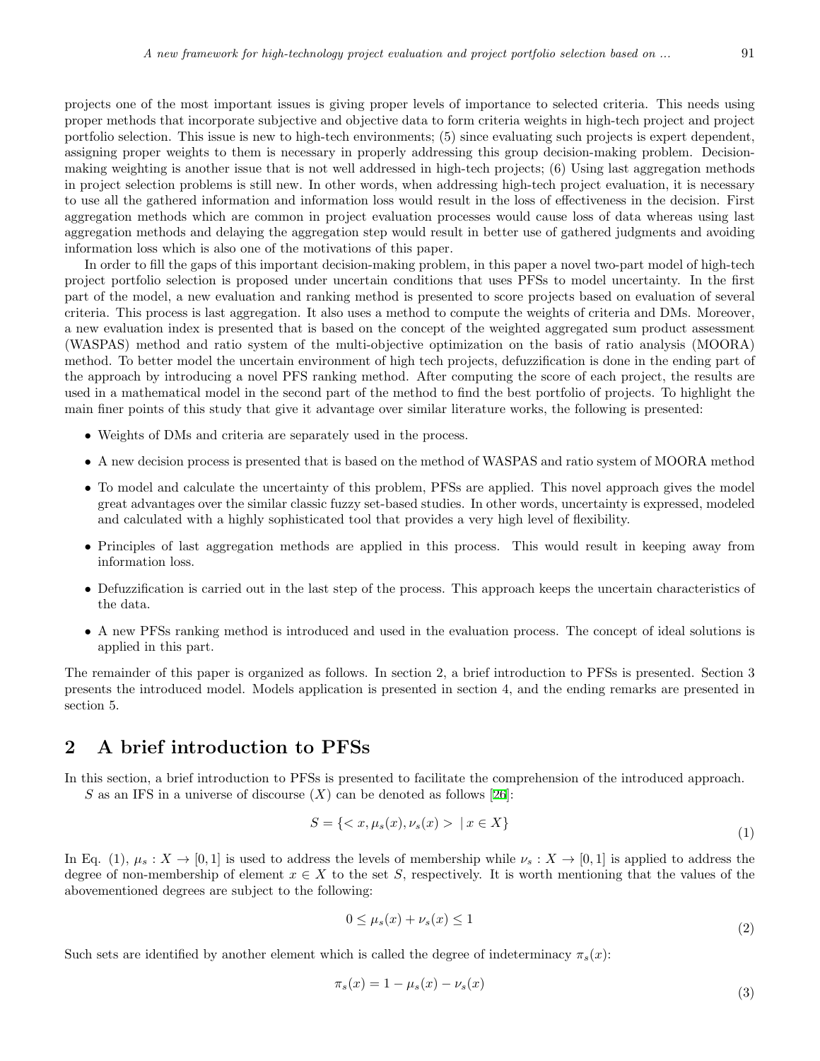projects one of the most important issues is giving proper levels of importance to selected criteria. This needs using proper methods that incorporate subjective and objective data to form criteria weights in high-tech project and project portfolio selection. This issue is new to high-tech environments; (5) since evaluating such projects is expert dependent, assigning proper weights to them is necessary in properly addressing this group decision-making problem. Decision-making weighting is another issue that is not well addressed in high-tech projects; (6) Using last aggregation methods in project selection problems is still new. In other words, when addressing high-tech project evaluation, it is necessary to use all the gathered information and information loss would result in the loss of effectiveness in the decision. First aggregation methods which are common in project evaluation processes would cause loss of data whereas using last aggregation methods and delaying the aggregation step would result in better use of gathered judgments and avoiding information loss which is also one of the motivations of this paper.

In order to fill the gaps of this important decision-making problem, in this paper a novel two-part model of high-tech project portfolio selection is proposed under uncertain conditions that uses PFSs to model uncertainty. In the first part of the model, a new evaluation and ranking method is presented to score projects based on evaluation of several criteria. This process is last aggregation. It also uses a method to compute the weights of criteria and DMs. Moreover, a new evaluation index is presented that is based on the concept of the weighted aggregated sum product assessment (WASPAS) method and ratio system of the multi-objective optimization on the basis of ratio analysis (MOORA) method. To better model the uncertain environment of high tech projects, defuzzification is done in the ending part of the approach by introducing a novel PFS ranking method. After computing the score of each project, the results are used in a mathematical model in the second part of the method to find the best portfolio of projects. To highlight the main finer points of this study that give it advantage over similar literature works, the following is presented:

- Weights of DMs and criteria are separately used in the process.
- A new decision process is presented that is based on the method of WASPAS and ratio system of MOORA method
- To model and calculate the uncertainty of this problem, PFSs are applied. This novel approach gives the model great advantages over the similar classic fuzzy set-based studies. In other words, uncertainty is expressed, modeled and calculated with a highly sophisticated tool that provides a very high level of flexibility.
- Principles of last aggregation methods are applied in this process. This would result in keeping away from information loss.
- Defuzzification is carried out in the last step of the process. This approach keeps the uncertain characteristics of the data.
- A new PFSs ranking method is introduced and used in the evaluation process. The concept of ideal solutions is applied in this part.

The remainder of this paper is organized as follows. In section 2, a brief introduction to PFSs is presented. Section 3 presents the introduced model. Models application is presented in section 4, and the ending remarks are presented in section 5.

## 2 A brief introduction to PFSs

In this section, a brief introduction to PFSs is presented to facilitate the comprehension of the introduced approach.

$S$ as an IFS in a universe of discourse $(X)$ can be denoted as follows [26]:

$$S = \{< x, \mu_s(x), \nu_s(x) > \mid x \in X\} \tag{1}$$

In Eq. (1), $\mu_s : X \to [0,1]$ is used to address the levels of membership while $\nu_s : X \to [0,1]$ is applied to address the degree of non-membership of element $x \in X$ to the set $S$, respectively. It is worth mentioning that the values of the abovementioned degrees are subject to the following:

$$0 \leq \mu_s(x) + \nu_s(x) \leq 1 \tag{2}$$

Such sets are identified by another element which is called the degree of indeterminacy $\pi_s(x)$:

$$\pi_s(x) = 1 - \mu_s(x) - \nu_s(x) \tag{3}$$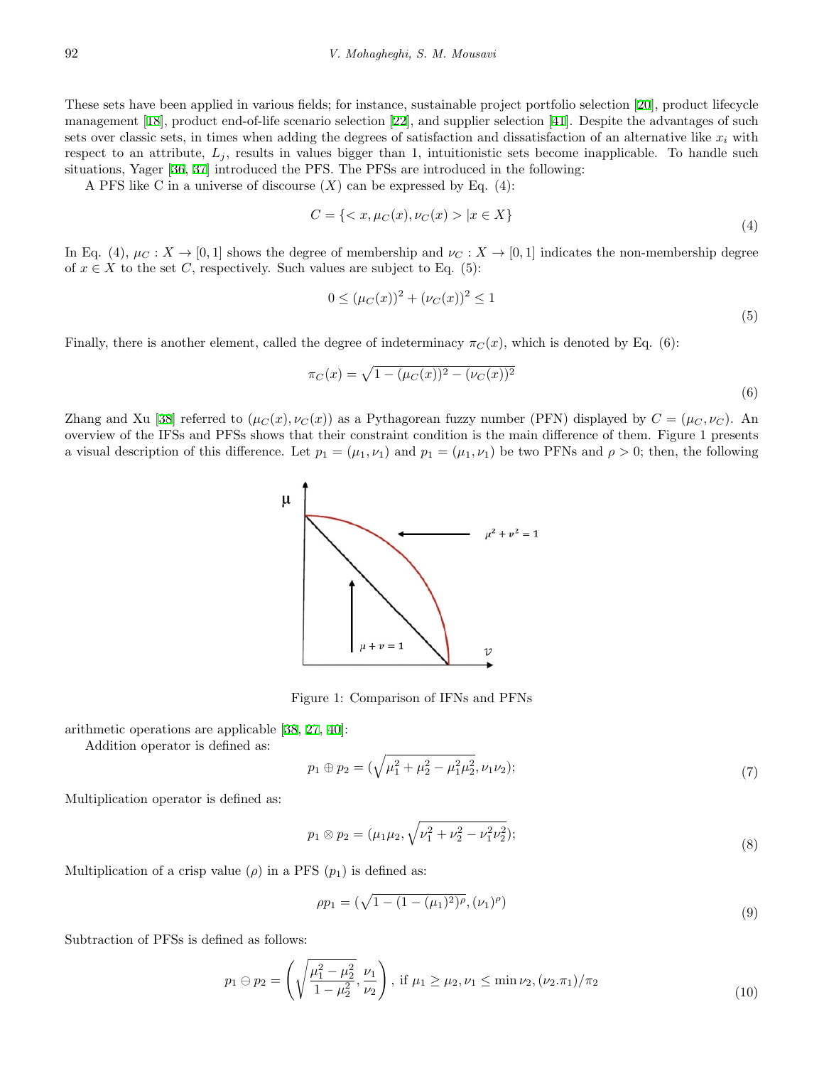These sets have been applied in various fields; for instance, sustainable project portfolio selection [20], product lifecycle management [18], product end-of-life scenario selection [22], and supplier selection [41]. Despite the advantages of such sets over classic sets, in times when adding the degrees of satisfaction and dissatisfaction of an alternative like $x_i$ with respect to an attribute, $L_j$, results in values bigger than 1, intuitionistic sets become inapplicable. To handle such situations, Yager [36, 37] introduced the PFS. The PFSs are introduced in the following:

A PFS like C in a universe of discourse ($X$) can be expressed by Eq. (4):

$$C = \{< x, \mu_C(x), \nu_C(x) > | x \in X\} \tag{4}$$

In Eq. (4), $\mu_C : X \to [0,1]$ shows the degree of membership and $\nu_C : X \to [0,1]$ indicates the non-membership degree of $x \in X$ to the set $C$, respectively. Such values are subject to Eq. (5):

$$0 \leq (\mu_C(x))^2 + (\nu_C(x))^2 \leq 1 \tag{5}$$

Finally, there is another element, called the degree of indeterminacy $\pi_C(x)$, which is denoted by Eq. (6):

$$\pi_C(x) = \sqrt{1 - (\mu_C(x))^2 - (\nu_C(x))^2} \tag{6}$$

Zhang and Xu [38] referred to $(\mu_C(x), \nu_C(x))$ as a Pythagorean fuzzy number (PFN) displayed by $C = (\mu_C, \nu_C)$. An overview of the IFSs and PFSs shows that their constraint condition is the main difference of them. Figure 1 presents a visual description of this difference. Let $p_1 = (\mu_1, \nu_1)$ and $p_1 = (\mu_1, \nu_1)$ be two PFNs and $\rho > 0$; then, the following arithmetic operations are applicable [38, 27, 40]:

Figure 1: Comparison of IFNs and PFNs

Addition operator is defined as:

$$p_1 \oplus p_2 = (\sqrt{\mu_1^2 + \mu_2^2 - \mu_1^2\mu_2^2}, \nu_1\nu_2); \tag{7}$$

Multiplication operator is defined as:

$$p_1 \otimes p_2 = (\mu_1\mu_2, \sqrt{\nu_1^2 + \nu_2^2 - \nu_1^2\nu_2^2}); \tag{8}$$

Multiplication of a crisp value ($\rho$) in a PFS ($p_1$) is defined as:

$$\rho p_1 = (\sqrt{1 - (1 - (\mu_1)^2)^\rho}, (\nu_1)^\rho) \tag{9}$$

Subtraction of PFSs is defined as follows:

$$p_1 \ominus p_2 = \left(\sqrt{\frac{\mu_1^2 - \mu_2^2}{1 - \mu_2^2}}, \frac{\nu_1}{\nu_2}\right), \text{ if } \mu_1 \geq \mu_2, \nu_1 \leq \min \nu_2, (\nu_2.\pi_1)/\pi_2 \tag{10}$$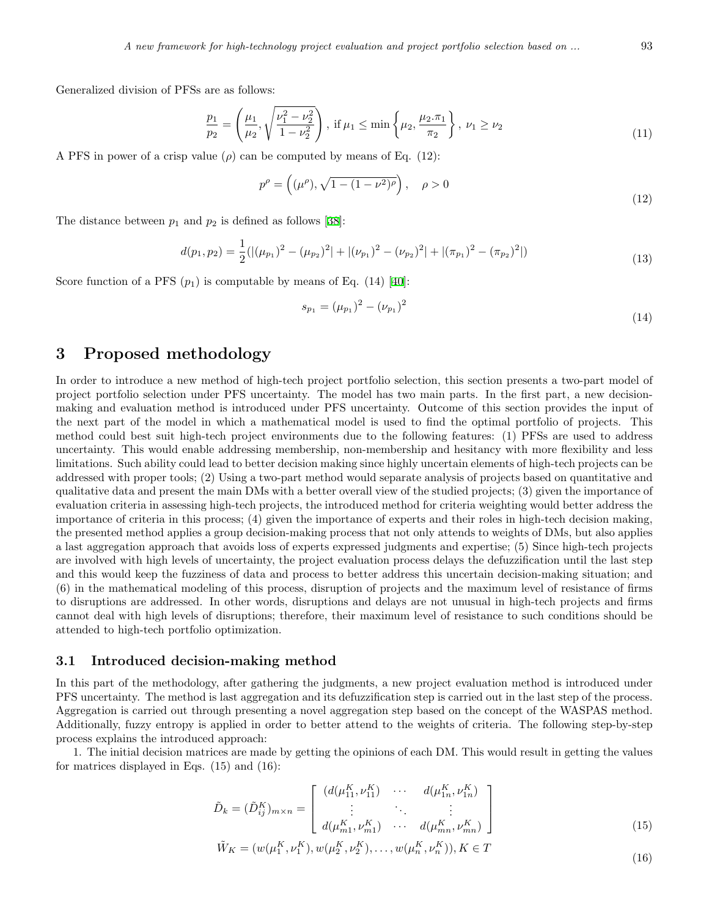Generalized division of PFSs are as follows:

$$\frac{p_1}{p_2} = \left(\frac{\mu_1}{\mu_2}, \sqrt{\frac{\nu_1^2 - \nu_2^2}{1-\nu_2^2}}\right), \text{ if } \mu_1 \leq \min\left\{\mu_2, \frac{\mu_2 . \pi_1}{\pi_2}\right\}, \ \nu_1 \geq \nu_2 \tag{11}$$

A PFS in power of a crisp value ($\rho$) can be computed by means of Eq. (12):

$$p^\rho = \left((\mu^\rho), \sqrt{1-(1-\nu^2)^\rho}\right), \quad \rho > 0 \tag{12}$$

The distance between $p_1$ and $p_2$ is defined as follows [38]:

$$d(p_1,p_2) = \frac{1}{2}(|(\mu_{p_1})^2 - (\mu_{p_2})^2| + |(\nu_{p_1})^2 - (\nu_{p_2})^2| + |(\pi_{p_1})^2 - (\pi_{p_2})^2|) \tag{13}$$

Score function of a PFS ($p_1$) is computable by means of Eq. (14) [40]:

$$s_{p_1} = (\mu_{p_1})^2 - (\nu_{p_1})^2 \tag{14}$$

# 3 Proposed methodology

In order to introduce a new method of high-tech project portfolio selection, this section presents a two-part model of project portfolio selection under PFS uncertainty. The model has two main parts. In the first part, a new decision-making and evaluation method is introduced under PFS uncertainty. Outcome of this section provides the input of the next part of the model in which a mathematical model is used to find the optimal portfolio of projects. This method could best suit high-tech project environments due to the following features: (1) PFSs are used to address uncertainty. This would enable addressing membership, non-membership and hesitancy with more flexibility and less limitations. Such ability could lead to better decision making since highly uncertain elements of high-tech projects can be addressed with proper tools; (2) Using a two-part method would separate analysis of projects based on quantitative and qualitative data and present the main DMs with a better overall view of the studied projects; (3) given the importance of evaluation criteria in assessing high-tech projects, the introduced method for criteria weighting would better address the importance of criteria in this process; (4) given the importance of experts and their roles in high-tech decision making, the presented method applies a group decision-making process that not only attends to weights of DMs, but also applies a last aggregation approach that avoids loss of experts expressed judgments and expertise; (5) Since high-tech projects are involved with high levels of uncertainty, the project evaluation process delays the defuzzification until the last step and this would keep the fuzziness of data and process to better address this uncertain decision-making situation; and (6) in the mathematical modeling of this process, disruption of projects and the maximum level of resistance of firms to disruptions are addressed. In other words, disruptions and delays are not unusual in high-tech projects and firms cannot deal with high levels of disruptions; therefore, their maximum level of resistance to such conditions should be attended to high-tech portfolio optimization.

## 3.1 Introduced decision-making method

In this part of the methodology, after gathering the judgments, a new project evaluation method is introduced under PFS uncertainty. The method is last aggregation and its defuzzification step is carried out in the last step of the process. Aggregation is carried out through presenting a novel aggregation step based on the concept of the WASPAS method. Additionally, fuzzy entropy is applied in order to better attend to the weights of criteria. The following step-by-step process explains the introduced approach:

1. The initial decision matrices are made by getting the opinions of each DM. This would result in getting the values for matrices displayed in Eqs. (15) and (16):

$$\tilde{D}_k = (\tilde{D}_{ij}^K)_{m \times n} = \begin{bmatrix} (d(\mu_{11}^K, \nu_{11}^K) & \cdots & d(\mu_{1n}^K, \nu_{1n}^K) \\ \vdots & \ddots & \vdots \\ d(\mu_{m1}^K, \nu_{m1}^K) & \cdots & d(\mu_{mn}^K, \nu_{mn}^K) \end{bmatrix} \tag{15}$$

$$\tilde{W}_K = (w(\mu_1^K, \nu_1^K), w(\mu_2^K, \nu_2^K), \ldots, w(\mu_n^K, \nu_n^K)), K \in T \tag{16}$$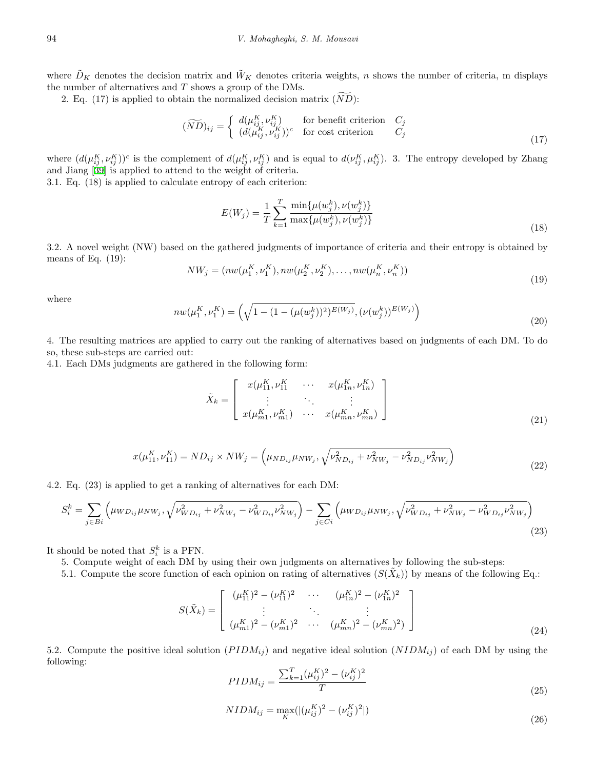where $\tilde{D}_K$ denotes the decision matrix and $\tilde{W}_K$ denotes criteria weights, $n$ shows the number of criteria, m displays the number of alternatives and $T$ shows a group of the DMs.

2. Eq. (17) is applied to obtain the normalized decision matrix ($\widetilde{ND}$):

$$(\widetilde{ND})_{ij} = \begin{cases} d(\mu_{ij}^K, \nu_{ij}^K) & \text{for benefit criterion} \quad C_j \\ (d(\mu_{ij}^K, \nu_{ij}^K))^c & \text{for cost criterion} \quad C_j \end{cases} \tag{17}$$

where $(d(\mu_{ij}^K, \nu_{ij}^K))^c$ is the complement of $d(\mu_{ij}^K, \nu_{ij}^K)$ and is equal to $d(\nu_{ij}^K, \mu_{ij}^K)$. 3. The entropy developed by Zhang and Jiang [39] is applied to attend to the weight of criteria.

3.1. Eq. (18) is applied to calculate entropy of each criterion:

$$E(W_j) = \frac{1}{T}\sum_{k=1}^{T} \frac{\min\{\mu(w_j^k), \nu(w_j^k)\}}{\max\{\mu(w_j^k), \nu(w_j^k)\}} \tag{18}$$

3.2. A novel weight (NW) based on the gathered judgments of importance of criteria and their entropy is obtained by means of Eq. (19):

$$NW_j = (nw(\mu_1^K, \nu_1^K), nw(\mu_2^K, \nu_2^K), \ldots, nw(\mu_n^K, \nu_n^K)) \tag{19}$$

where

$$nw(\mu_1^K, \nu_1^K) = \left(\sqrt{1-(1-(\mu(w_j^k))^2)^{E(W_j)}}, (\nu(w_j^k))^{E(W_j)}\right) \tag{20}$$

4. The resulting matrices are applied to carry out the ranking of alternatives based on judgments of each DM. To do so, these sub-steps are carried out:

4.1. Each DMs judgments are gathered in the following form:

$$\tilde{X}_k = \begin{bmatrix} x(\mu_{11}^K, \nu_{11}^K & \cdots & x(\mu_{1n}^K, \nu_{1n}^K) \\ \vdots & \ddots & \vdots \\ x(\mu_{m1}^K, \nu_{m1}^K) & \cdots & x(\mu_{mn}^K, \nu_{mn}^K) \end{bmatrix} \tag{21}$$

$$x(\mu_{11}^K, \nu_{11}^K) = ND_{ij} \times NW_j = \left(\mu_{ND_{ij}}\mu_{NW_j}, \sqrt{\nu_{ND_{ij}}^2 + \nu_{NW_j}^2 - \nu_{ND_{ij}}^2\nu_{NW_j}^2}\right) \tag{22}$$

4.2. Eq. (23) is applied to get a ranking of alternatives for each DM:

$$S_i^k = \sum_{j\in Bi}\left(\mu_{WD_{ij}}\mu_{NW_j}, \sqrt{\nu_{WD_{ij}}^2 + \nu_{NW_j}^2 - \nu_{WD_{ij}}^2\nu_{NW_j}^2}\right) - \sum_{j\in Ci}\left(\mu_{WD_{ij}}\mu_{NW_j}, \sqrt{\nu_{WD_{ij}}^2 + \nu_{NW_j}^2 - \nu_{WD_{ij}}^2\nu_{NW_j}^2}\right) \tag{23}$$

It should be noted that $S_i^k$ is a PFN.

5. Compute weight of each DM by using their own judgments on alternatives by following the sub-steps:

5.1. Compute the score function of each opinion on rating of alternatives ($S(\tilde{X}_k)$) by means of the following Eq.:

$$S(\tilde{X}_k) = \begin{bmatrix} (\mu_{11}^K)^2 - (\nu_{11}^K)^2 & \cdots & (\mu_{1n}^K)^2 - (\nu_{1n}^K)^2 \\ \vdots & \ddots & \vdots \\ (\mu_{m1}^K)^2 - (\nu_{m1}^K)^2 & \cdots & (\mu_{mn}^K)^2 - (\nu_{mn}^K)^2) \end{bmatrix} \tag{24}$$

5.2. Compute the positive ideal solution ($PIDM_{ij}$) and negative ideal solution ($NIDM_{ij}$) of each DM by using the following:

$$PIDM_{ij} = \frac{\sum_{k=1}^{T}(\mu_{ij}^K)^2 - (\nu_{ij}^K)^2}{T} \tag{25}$$

$$NIDM_{ij} = \max_K(|(\mu_{ij}^K)^2 - (\nu_{ij}^K)^2|) \tag{26}$$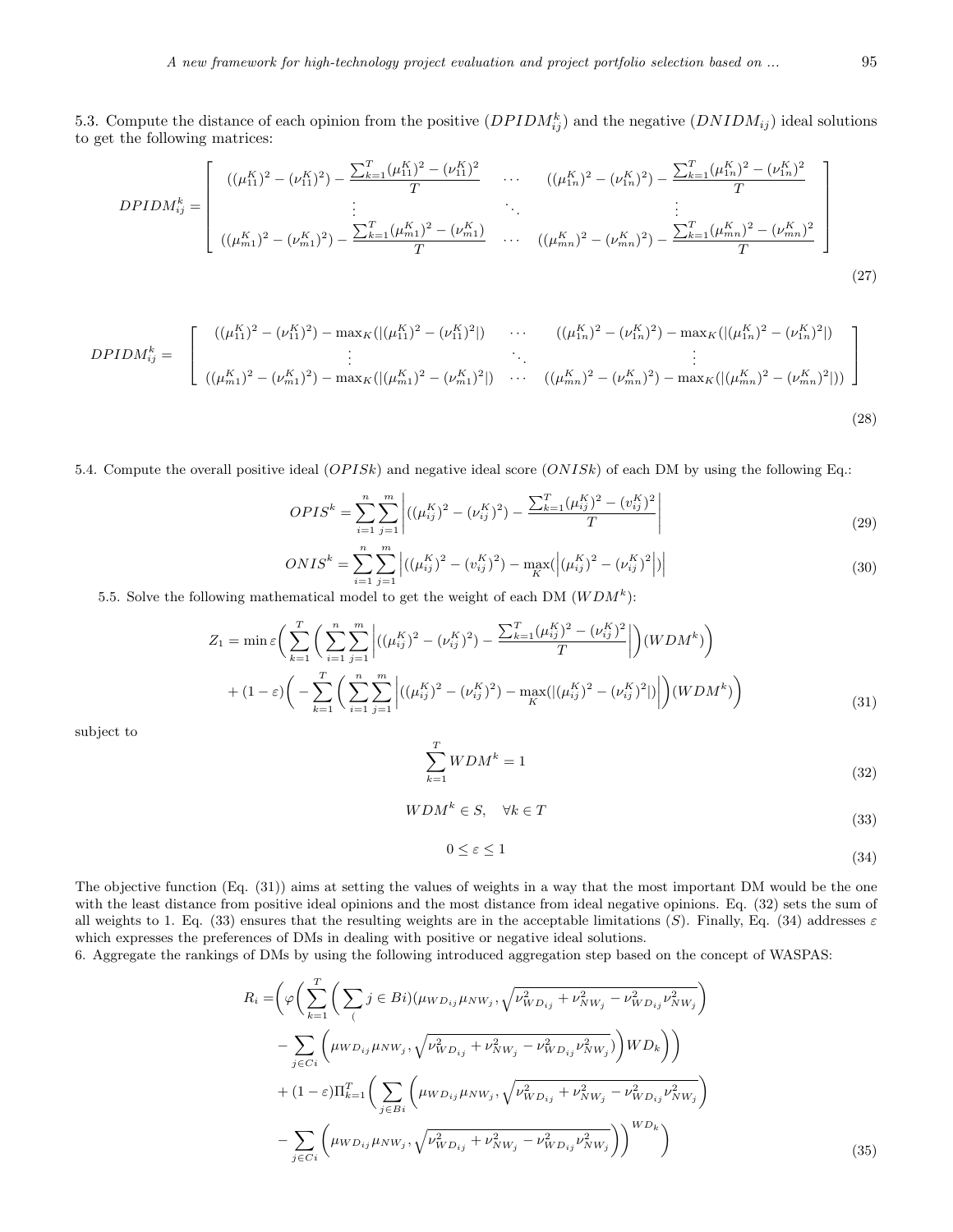5.3. Compute the distance of each opinion from the positive ($DPIDM_{ij}^{k}$) and the negative ($DNIDM_{ij}$) ideal solutions to get the following matrices:

$$DPIDM_{ij}^{k} = \begin{bmatrix} ((\mu_{11}^{K})^2 - (\nu_{11}^{K})^2) - \dfrac{\sum_{k=1}^{T}(\mu_{11}^{K})^2 - (\nu_{11}^{K})^2}{T} & \cdots & ((\mu_{1n}^{K})^2 - (\nu_{1n}^{K})^2) - \dfrac{\sum_{k=1}^{T}(\mu_{1n}^{K})^2 - (\nu_{1n}^{K})^2}{T} \\ \vdots & \ddots & \vdots \\ ((\mu_{m1}^{K})^2 - (\nu_{m1}^{K})^2) - \dfrac{\sum_{k=1}^{T}(\mu_{m1}^{K})^2 - (\nu_{m1}^{K})}{T} & \cdots & ((\mu_{mn}^{K})^2 - (\nu_{mn}^{K})^2) - \dfrac{\sum_{k=1}^{T}(\mu_{mn}^{K})^2 - (\nu_{mn}^{K})^2}{T} \end{bmatrix} \tag{27}$$

$$DPIDM_{ij}^{k} = \begin{bmatrix} ((\mu_{11}^{K})^2 - (\nu_{11}^{K})^2) - \max_K(|(\mu_{11}^{K})^2 - (\nu_{11}^{K})^2|) & \cdots & ((\mu_{1n}^{K})^2 - (\nu_{1n}^{K})^2) - \max_K(|(\mu_{1n}^{K})^2 - (\nu_{1n}^{K})^2|) \\ \vdots & \ddots & \vdots \\ ((\mu_{m1}^{K})^2 - (\nu_{m1}^{K})^2) - \max_K(|(\mu_{m1}^{K})^2 - (\nu_{m1}^{K})^2|) & \cdots & ((\mu_{mn}^{K})^2 - (\nu_{mn}^{K})^2) - \max_K(|(\mu_{mn}^{K})^2 - (\nu_{mn}^{K})^2|) \end{bmatrix} \tag{28}$$

5.4. Compute the overall positive ideal ($OPISk$) and negative ideal score ($ONISk$) of each DM by using the following Eq.:

$$OPIS^{k} = \sum_{i=1}^{n}\sum_{j=1}^{m}\left|((\mu_{ij}^{K})^2 - (\nu_{ij}^{K})^2) - \frac{\sum_{k=1}^{T}(\mu_{ij}^{K})^2 - (v_{ij}^{K})^2}{T}\right| \tag{29}$$

$$ONIS^{k} = \sum_{i=1}^{n}\sum_{j=1}^{m}\left|((\mu_{ij}^{K})^2 - (v_{ij}^{K})^2) - \max_{K}(\left|(\mu_{ij}^{K})^2 - (\nu_{ij}^{K})^2\right|)\right| \tag{30}$$

5.5. Solve the following mathematical model to get the weight of each DM ($WDM^{k}$):

$$\begin{aligned} Z_1 = \min \varepsilon\Bigg(\sum_{k=1}^{T}\Bigg(\sum_{i=1}^{n}\sum_{j=1}^{m}\left|((\mu_{ij}^{K})^2 - (\nu_{ij}^{K})^2) - \frac{\sum_{k=1}^{T}(\mu_{ij}^{K})^2 - (\nu_{ij}^{K})^2}{T}\right|\Bigg)(WDM^{k})\Bigg) \\ + (1-\varepsilon)\Bigg(-\sum_{k=1}^{T}\Bigg(\sum_{i=1}^{n}\sum_{j=1}^{m}\left|((\mu_{ij}^{K})^2 - (\nu_{ij}^{K})^2) - \max_{K}(|(\mu_{ij}^{K})^2 - (\nu_{ij}^{K})^2|)\right|\Bigg)(WDM^{k})\Bigg) \end{aligned} \tag{31}$$

subject to

$$\sum_{k=1}^{T} WDM^{k} = 1 \tag{32}$$

$$WDM^{k} \in S, \quad \forall k \in T \tag{33}$$

$$0 \leq \varepsilon \leq 1 \tag{34}$$

The objective function (Eq. (31)) aims at setting the values of weights in a way that the most important DM would be the one with the least distance from positive ideal opinions and the most distance from ideal negative opinions. Eq. (32) sets the sum of all weights to 1. Eq. (33) ensures that the resulting weights are in the acceptable limitations ($S$). Finally, Eq. (34) addresses $\varepsilon$ which expresses the preferences of DMs in dealing with positive or negative ideal solutions.

6. Aggregate the rankings of DMs by using the following introduced aggregation step based on the concept of WASPAS:

$$\begin{aligned} R_i = \Bigg(\varphi\Bigg(\sum_{k=1}^{T}\Bigg(\sum_{(} j \in Bi)\left(\mu_{WD_{ij}}\mu_{NW_j}, \sqrt{\nu_{WD_{ij}}^2 + \nu_{NW_j}^2 - \nu_{WD_{ij}}^2\nu_{NW_j}^2}\right) \\ - \sum_{j\in Ci}\left(\mu_{WD_{ij}}\mu_{NW_j}, \sqrt{\nu_{WD_{ij}}^2 + \nu_{NW_j}^2 - \nu_{WD_{ij}}^2\nu_{NW_j}^2})\right)WD_k\Bigg)\Bigg) \\ + (1-\varepsilon)\Pi_{k=1}^{T}\Bigg(\sum_{j\in Bi}\left(\mu_{WD_{ij}}\mu_{NW_j}, \sqrt{\nu_{WD_{ij}}^2 + \nu_{NW_j}^2 - \nu_{WD_{ij}}^2\nu_{NW_j}^2}\right) \\ - \sum_{j\in Ci}\left(\mu_{WD_{ij}}\mu_{NW_j}, \sqrt{\nu_{WD_{ij}}^2 + \nu_{NW_j}^2 - \nu_{WD_{ij}}^2\nu_{NW_j}^2}\right)\Bigg)^{WD_k}\Bigg) \end{aligned} \tag{35}$$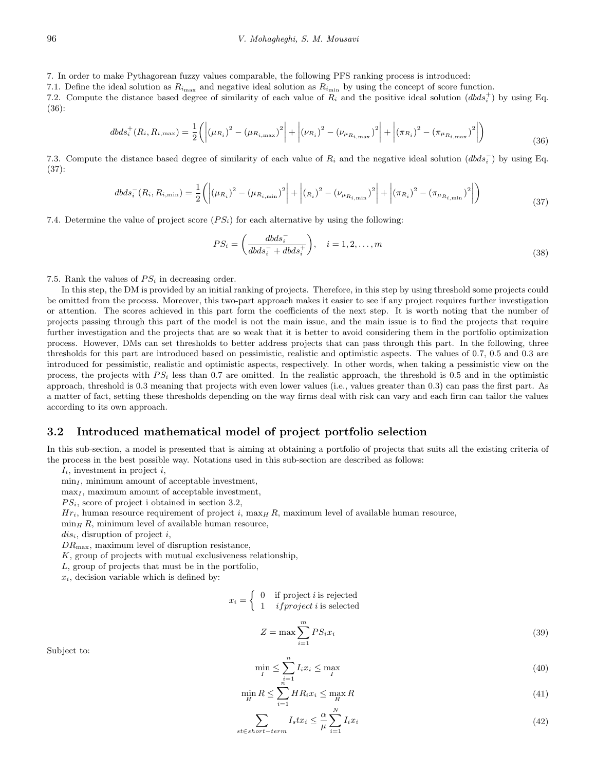7. In order to make Pythagorean fuzzy values comparable, the following PFS ranking process is introduced:

7.1. Define the ideal solution as $R_{i_{\max}}$ and negative ideal solution as $R_{i_{\min}}$ by using the concept of score function.

7.2. Compute the distance based degree of similarity of each value of $R_i$ and the positive ideal solution ($dbds_i^+$) by using Eq. (36):

$$dbds_i^+(R_i, R_{i,\max}) = \frac{1}{2}\left(\left|(\mu_{R_i})^2 - (\mu_{R_{i,\max}})^2\right| + \left|(\nu_{R_i})^2 - (\nu_{\mu_{R_{i,\max}}})^2\right| + \left|(\pi_{R_i})^2 - (\pi_{\mu_{R_{i,\max}}})^2\right|\right) \tag{36}$$

7.3. Compute the distance based degree of similarity of each value of $R_i$ and the negative ideal solution ($dbds_i^-$) by using Eq. (37):

$$dbds_i^-(R_i, R_{i,\min}) = \frac{1}{2}\left(\left|(\mu_{R_i})^2 - (\mu_{R_{i,\min}})^2\right| + \left|(_{R_i})^2 - (\nu_{\mu_{R_{i,\min}}})^2\right| + \left|(\pi_{R_i})^2 - (\pi_{\mu_{R_{i,\min}}})^2\right|\right) \tag{37}$$

7.4. Determine the value of project score ($PS_i$) for each alternative by using the following:

$$PS_i = \left(\frac{dbds_i^-}{dbds_i^- + dbds_i^+}\right), \quad i = 1, 2, \ldots, m \tag{38}$$

7.5. Rank the values of $PS_i$ in decreasing order.

In this step, the DM is provided by an initial ranking of projects. Therefore, in this step by using threshold some projects could be omitted from the process. Moreover, this two-part approach makes it easier to see if any project requires further investigation or attention. The scores achieved in this part form the coefficients of the next step. It is worth noting that the number of projects passing through this part of the model is not the main issue, and the main issue is to find the projects that require further investigation and the projects that are so weak that it is better to avoid considering them in the portfolio optimization process. However, DMs can set thresholds to better address projects that can pass through this part. In the following, three thresholds for this part are introduced based on pessimistic, realistic and optimistic aspects. The values of 0.7, 0.5 and 0.3 are introduced for pessimistic, realistic and optimistic aspects, respectively. In other words, when taking a pessimistic view on the process, the projects with $PS_i$ less than 0.7 are omitted. In the realistic approach, the threshold is 0.5 and in the optimistic approach, threshold is 0.3 meaning that projects with even lower values (i.e., values greater than 0.3) can pass the first part. As a matter of fact, setting these thresholds depending on the way firms deal with risk can vary and each firm can tailor the values according to its own approach.

## 3.2 Introduced mathematical model of project portfolio selection

In this sub-section, a model is presented that is aiming at obtaining a portfolio of projects that suits all the existing criteria of the process in the best possible way. Notations used in this sub-section are described as follows:

$I_i$, investment in project $i$,

$\min_I$, minimum amount of acceptable investment,

$\max_I$, maximum amount of acceptable investment,

$PS_i$, score of project i obtained in section 3.2,

$Hr_i$, human resource requirement of project $i$, $\max_H R$, maximum level of available human resource,

$\min_H R$, minimum level of available human resource,

$dis_i$, disruption of project $i$,

$DR_{\max}$, maximum level of disruption resistance,

$K$, group of projects with mutual exclusiveness relationship,

$L$, group of projects that must be in the portfolio,

$x_i$, decision variable which is defined by:

$$x_i = \begin{cases} 0 & \text{if project } i \text{ is rejected} \\ 1 & if project\ i \text{ is selected} \end{cases}$$

$$Z = \max \sum_{i=1}^{m} PS_i x_i \tag{39}$$

Subject to:

$$\min_I \leq \sum_{i=1}^{n} I_i x_i \leq \max_I \tag{40}$$

$$\min_H R \leq \sum_{i=1}^{n} HR_i x_i \leq \max_H R \tag{41}$$

$$\sum_{st \in short-term} I_s t x_i \leq \frac{\alpha}{\mu} \sum_{i=1}^{N} I_i x_i \tag{42}$$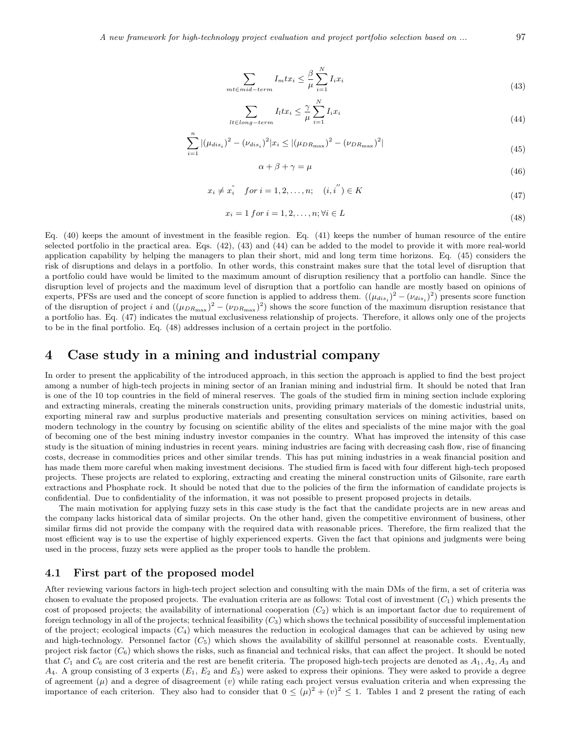$$\sum_{mt \in mid-term} I_m t x_i \leq \frac{\beta}{\mu} \sum_{i=1}^{N} I_i x_i \tag{43}$$

$$\sum_{lt \in long-term} I_l t x_i \leq \frac{\gamma}{\mu} \sum_{i=1}^{N} I_i x_i \tag{44}$$

$$\sum_{i=1}^{n} |(\mu_{dis_i})^2 - (\nu_{dis_i})^2| x_i \leq |(\mu_{DR_{\max}})^2 - (\nu_{DR_{\max}})^2| \tag{45}$$

$$\alpha + \beta + \gamma = \mu \tag{46}$$

$$x_i \neq x_i^{"} \quad for\ i = 1, 2, \ldots, n; \quad (i, i^{''}) \in K \tag{47}$$

$$x_i = 1\ for\ i = 1, 2, \ldots, n; \forall i \in L \tag{48}$$

Eq. (40) keeps the amount of investment in the feasible region. Eq. (41) keeps the number of human resource of the entire selected portfolio in the practical area. Eqs. (42), (43) and (44) can be added to the model to provide it with more real-world application capability by helping the managers to plan their short, mid and long term time horizons. Eq. (45) considers the risk of disruptions and delays in a portfolio. In other words, this constraint makes sure that the total level of disruption that a portfolio could have would be limited to the maximum amount of disruption resiliency that a portfolio can handle. Since the disruption level of projects and the maximum level of disruption that a portfolio can handle are mostly based on opinions of experts, PFSs are used and the concept of score function is applied to address them. $((\mu_{dis_i})^2 - (\nu_{dis_i})^2)$ presents score function of the disruption of project $i$ and $((\mu_{DR_{\max}})^2 - (\nu_{DR_{\max}})^2)$ shows the score function of the maximum disruption resistance that a portfolio has. Eq. (47) indicates the mutual exclusiveness relationship of projects. Therefore, it allows only one of the projects to be in the final portfolio. Eq. (48) addresses inclusion of a certain project in the portfolio.

## 4 Case study in a mining and industrial company

In order to present the applicability of the introduced approach, in this section the approach is applied to find the best project among a number of high-tech projects in mining sector of an Iranian mining and industrial firm. It should be noted that Iran is one of the 10 top countries in the field of mineral reserves. The goals of the studied firm in mining section include exploring and extracting minerals, creating the minerals construction units, providing primary materials of the domestic industrial units, exporting mineral raw and surplus productive materials and presenting consultation services on mining activities, based on modern technology in the country by focusing on scientific ability of the elites and specialists of the mine major with the goal of becoming one of the best mining industry investor companies in the country. What has improved the intensity of this case study is the situation of mining industries in recent years. mining industries are facing with decreasing cash flow, rise of financing costs, decrease in commodities prices and other similar trends. This has put mining industries in a weak financial position and has made them more careful when making investment decisions. The studied firm is faced with four different high-tech proposed projects. These projects are related to exploring, extracting and creating the mineral construction units of Gilsonite, rare earth extractions and Phosphate rock. It should be noted that due to the policies of the firm the information of candidate projects is confidential. Due to confidentiality of the information, it was not possible to present proposed projects in details.

The main motivation for applying fuzzy sets in this case study is the fact that the candidate projects are in new areas and the company lacks historical data of similar projects. On the other hand, given the competitive environment of business, other similar firms did not provide the company with the required data with reasonable prices. Therefore, the firm realized that the most efficient way is to use the expertise of highly experienced experts. Given the fact that opinions and judgments were being used in the process, fuzzy sets were applied as the proper tools to handle the problem.

### 4.1 First part of the proposed model

After reviewing various factors in high-tech project selection and consulting with the main DMs of the firm, a set of criteria was chosen to evaluate the proposed projects. The evaluation criteria are as follows: Total cost of investment ($C_1$) which presents the cost of proposed projects; the availability of international cooperation ($C_2$) which is an important factor due to requirement of foreign technology in all of the projects; technical feasibility ($C_3$) which shows the technical possibility of successful implementation of the project; ecological impacts ($C_4$) which measures the reduction in ecological damages that can be achieved by using new and high-technology. Personnel factor ($C_5$) which shows the availability of skillful personnel at reasonable costs. Eventually, project risk factor ($C_6$) which shows the risks, such as financial and technical risks, that can affect the project. It should be noted that $C_1$ and $C_6$ are cost criteria and the rest are benefit criteria. The proposed high-tech projects are denoted as $A_1, A_2, A_3$ and $A_4$. A group consisting of 3 experts ($E_1$, $E_2$ and $E_3$) were asked to express their opinions. They were asked to provide a degree of agreement ($\mu$) and a degree of disagreement ($v$) while rating each project versus evaluation criteria and when expressing the importance of each criterion. They also had to consider that $0 \leq (\mu)^2 + (v)^2 \leq 1$. Tables 1 and 2 present the rating of each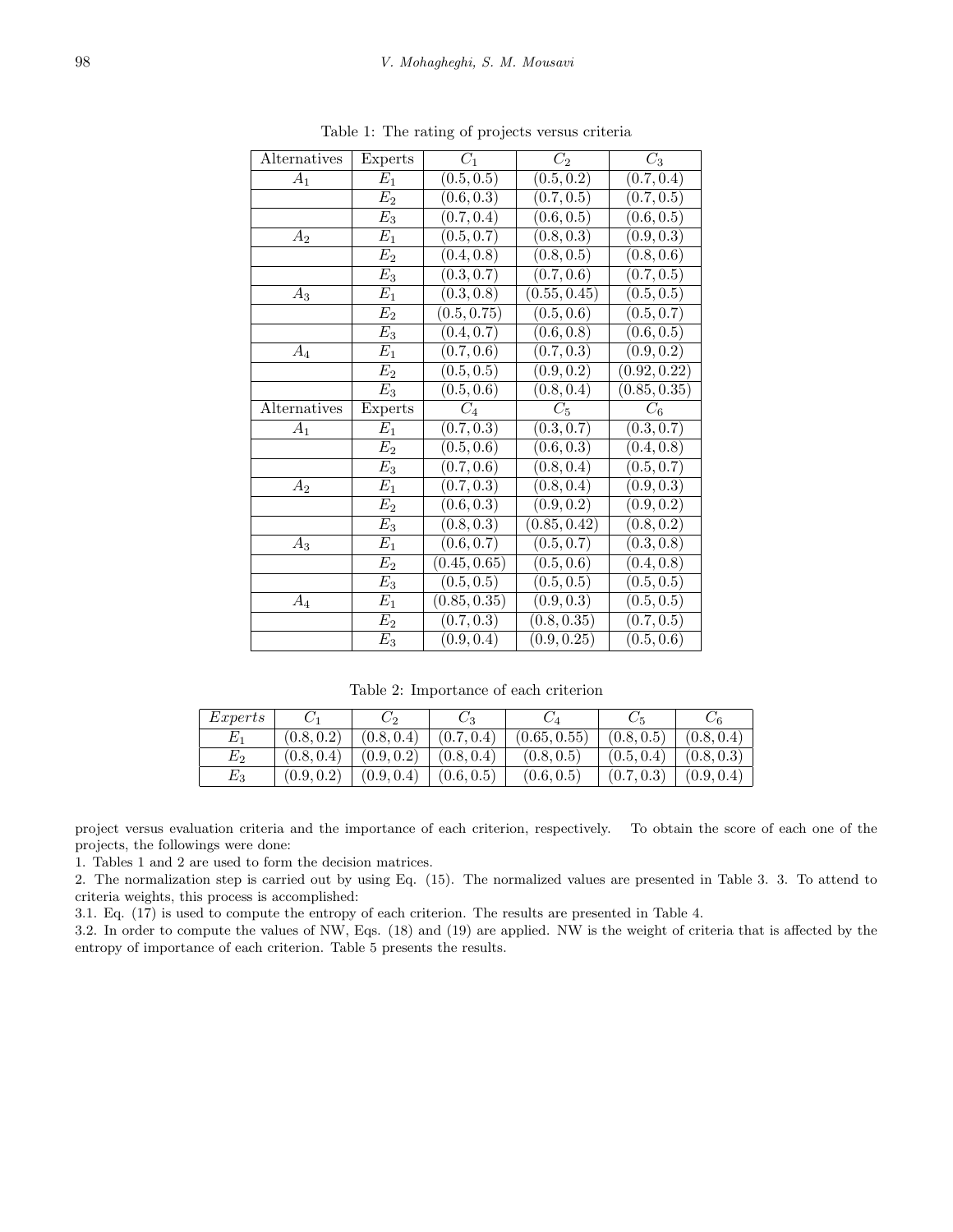Table 1: The rating of projects versus criteria

| Alternatives | Experts | $C_1$ | $C_2$ | $C_3$ |
|---|---|---|---|---|
| $A_1$ | $E_1$ | $(0.5, 0.5)$ | $(0.5, 0.2)$ | $(0.7, 0.4)$ |
| | $E_2$ | $(0.6, 0.3)$ | $(0.7, 0.5)$ | $(0.7, 0.5)$ |
| | $E_3$ | $(0.7, 0.4)$ | $(0.6, 0.5)$ | $(0.6, 0.5)$ |
| $A_2$ | $E_1$ | $(0.5, 0.7)$ | $(0.8, 0.3)$ | $(0.9, 0.3)$ |
| | $E_2$ | $(0.4, 0.8)$ | $(0.8, 0.5)$ | $(0.8, 0.6)$ |
| | $E_3$ | $(0.3, 0.7)$ | $(0.7, 0.6)$ | $(0.7, 0.5)$ |
| $A_3$ | $E_1$ | $(0.3, 0.8)$ | $(0.55, 0.45)$ | $(0.5, 0.5)$ |
| | $E_2$ | $(0.5, 0.75)$ | $(0.5, 0.6)$ | $(0.5, 0.7)$ |
| | $E_3$ | $(0.4, 0.7)$ | $(0.6, 0.8)$ | $(0.6, 0.5)$ |
| $A_4$ | $E_1$ | $(0.7, 0.6)$ | $(0.7, 0.3)$ | $(0.9, 0.2)$ |
| | $E_2$ | $(0.5, 0.5)$ | $(0.9, 0.2)$ | $(0.92, 0.22)$ |
| | $E_3$ | $(0.5, 0.6)$ | $(0.8, 0.4)$ | $(0.85, 0.35)$ |
| Alternatives | Experts | $C_4$ | $C_5$ | $C_6$ |
| $A_1$ | $E_1$ | $(0.7, 0.3)$ | $(0.3, 0.7)$ | $(0.3, 0.7)$ |
| | $E_2$ | $(0.5, 0.6)$ | $(0.6, 0.3)$ | $(0.4, 0.8)$ |
| | $E_3$ | $(0.7, 0.6)$ | $(0.8, 0.4)$ | $(0.5, 0.7)$ |
| $A_2$ | $E_1$ | $(0.7, 0.3)$ | $(0.8, 0.4)$ | $(0.9, 0.3)$ |
| | $E_2$ | $(0.6, 0.3)$ | $(0.9, 0.2)$ | $(0.9, 0.2)$ |
| | $E_3$ | $(0.8, 0.3)$ | $(0.85, 0.42)$ | $(0.8, 0.2)$ |
| $A_3$ | $E_1$ | $(0.6, 0.7)$ | $(0.5, 0.7)$ | $(0.3, 0.8)$ |
| | $E_2$ | $(0.45, 0.65)$ | $(0.5, 0.6)$ | $(0.4, 0.8)$ |
| | $E_3$ | $(0.5, 0.5)$ | $(0.5, 0.5)$ | $(0.5, 0.5)$ |
| $A_4$ | $E_1$ | $(0.85, 0.35)$ | $(0.9, 0.3)$ | $(0.5, 0.5)$ |
| | $E_2$ | $(0.7, 0.3)$ | $(0.8, 0.35)$ | $(0.7, 0.5)$ |
| | $E_3$ | $(0.9, 0.4)$ | $(0.9, 0.25)$ | $(0.5, 0.6)$ |

Table 2: Importance of each criterion

| *Experts* | $C_1$ | $C_2$ | $C_3$ | $C_4$ | $C_5$ | $C_6$ |
|---|---|---|---|---|---|---|
| $E_1$ | $(0.8, 0.2)$ | $(0.8, 0.4)$ | $(0.7, 0.4)$ | $(0.65, 0.55)$ | $(0.8, 0.5)$ | $(0.8, 0.4)$ |
| $E_2$ | $(0.8, 0.4)$ | $(0.9, 0.2)$ | $(0.8, 0.4)$ | $(0.8, 0.5)$ | $(0.5, 0.4)$ | $(0.8, 0.3)$ |
| $E_3$ | $(0.9, 0.2)$ | $(0.9, 0.4)$ | $(0.6, 0.5)$ | $(0.6, 0.5)$ | $(0.7, 0.3)$ | $(0.9, 0.4)$ |

project versus evaluation criteria and the importance of each criterion, respectively. To obtain the score of each one of the projects, the followings were done:

1. Tables 1 and 2 are used to form the decision matrices.

2. The normalization step is carried out by using Eq. (15). The normalized values are presented in Table 3. 3. To attend to criteria weights, this process is accomplished:

3.1. Eq. (17) is used to compute the entropy of each criterion. The results are presented in Table 4.

3.2. In order to compute the values of NW, Eqs. (18) and (19) are applied. NW is the weight of criteria that is affected by the entropy of importance of each criterion. Table 5 presents the results.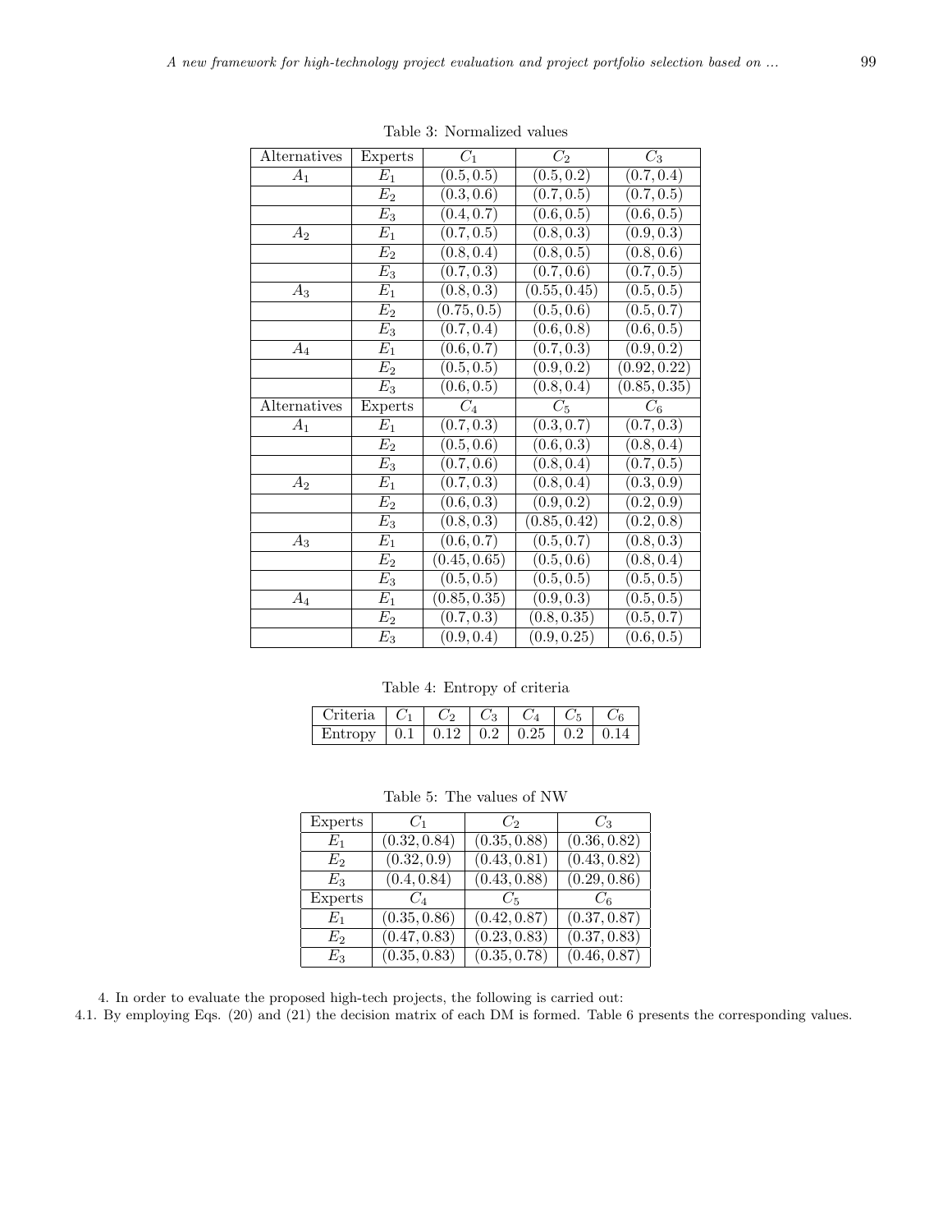Table 3: Normalized values

| Alternatives | Experts | $C_1$ | $C_2$ | $C_3$ |
|---|---|---|---|---|
| $A_1$ | $E_1$ | $(0.5, 0.5)$ | $(0.5, 0.2)$ | $(0.7, 0.4)$ |
| | $E_2$ | $(0.3, 0.6)$ | $(0.7, 0.5)$ | $(0.7, 0.5)$ |
| | $E_3$ | $(0.4, 0.7)$ | $(0.6, 0.5)$ | $(0.6, 0.5)$ |
| $A_2$ | $E_1$ | $(0.7, 0.5)$ | $(0.8, 0.3)$ | $(0.9, 0.3)$ |
| | $E_2$ | $(0.8, 0.4)$ | $(0.8, 0.5)$ | $(0.8, 0.6)$ |
| | $E_3$ | $(0.7, 0.3)$ | $(0.7, 0.6)$ | $(0.7, 0.5)$ |
| $A_3$ | $E_1$ | $(0.8, 0.3)$ | $(0.55, 0.45)$ | $(0.5, 0.5)$ |
| | $E_2$ | $(0.75, 0.5)$ | $(0.5, 0.6)$ | $(0.5, 0.7)$ |
| | $E_3$ | $(0.7, 0.4)$ | $(0.6, 0.8)$ | $(0.6, 0.5)$ |
| $A_4$ | $E_1$ | $(0.6, 0.7)$ | $(0.7, 0.3)$ | $(0.9, 0.2)$ |
| | $E_2$ | $(0.5, 0.5)$ | $(0.9, 0.2)$ | $(0.92, 0.22)$ |
| | $E_3$ | $(0.6, 0.5)$ | $(0.8, 0.4)$ | $(0.85, 0.35)$ |
| Alternatives | Experts | $C_4$ | $C_5$ | $C_6$ |
| $A_1$ | $E_1$ | $(0.7, 0.3)$ | $(0.3, 0.7)$ | $(0.7, 0.3)$ |
| | $E_2$ | $(0.5, 0.6)$ | $(0.6, 0.3)$ | $(0.8, 0.4)$ |
| | $E_3$ | $(0.7, 0.6)$ | $(0.8, 0.4)$ | $(0.7, 0.5)$ |
| $A_2$ | $E_1$ | $(0.7, 0.3)$ | $(0.8, 0.4)$ | $(0.3, 0.9)$ |
| | $E_2$ | $(0.6, 0.3)$ | $(0.9, 0.2)$ | $(0.2, 0.9)$ |
| | $E_3$ | $(0.8, 0.3)$ | $(0.85, 0.42)$ | $(0.2, 0.8)$ |
| $A_3$ | $E_1$ | $(0.6, 0.7)$ | $(0.5, 0.7)$ | $(0.8, 0.3)$ |
| | $E_2$ | $(0.45, 0.65)$ | $(0.5, 0.6)$ | $(0.8, 0.4)$ |
| | $E_3$ | $(0.5, 0.5)$ | $(0.5, 0.5)$ | $(0.5, 0.5)$ |
| $A_4$ | $E_1$ | $(0.85, 0.35)$ | $(0.9, 0.3)$ | $(0.5, 0.5)$ |
| | $E_2$ | $(0.7, 0.3)$ | $(0.8, 0.35)$ | $(0.5, 0.7)$ |
| | $E_3$ | $(0.9, 0.4)$ | $(0.9, 0.25)$ | $(0.6, 0.5)$ |

Table 4: Entropy of criteria

| Criteria | $C_1$ | $C_2$ | $C_3$ | $C_4$ | $C_5$ | $C_6$ |
|---|---|---|---|---|---|---|
| Entropy | 0.1 | 0.12 | 0.2 | 0.25 | 0.2 | 0.14 |

Table 5: The values of NW

| Experts | $C_1$ | $C_2$ | $C_3$ |
|---|---|---|---|
| $E_1$ | $(0.32, 0.84)$ | $(0.35, 0.88)$ | $(0.36, 0.82)$ |
| $E_2$ | $(0.32, 0.9)$ | $(0.43, 0.81)$ | $(0.43, 0.82)$ |
| $E_3$ | $(0.4, 0.84)$ | $(0.43, 0.88)$ | $(0.29, 0.86)$ |
| Experts | $C_4$ | $C_5$ | $C_6$ |
| $E_1$ | $(0.35, 0.86)$ | $(0.42, 0.87)$ | $(0.37, 0.87)$ |
| $E_2$ | $(0.47, 0.83)$ | $(0.23, 0.83)$ | $(0.37, 0.83)$ |
| $E_3$ | $(0.35, 0.83)$ | $(0.35, 0.78)$ | $(0.46, 0.87)$ |

4. In order to evaluate the proposed high-tech projects, the following is carried out:

4.1. By employing Eqs. (20) and (21) the decision matrix of each DM is formed. Table 6 presents the corresponding values.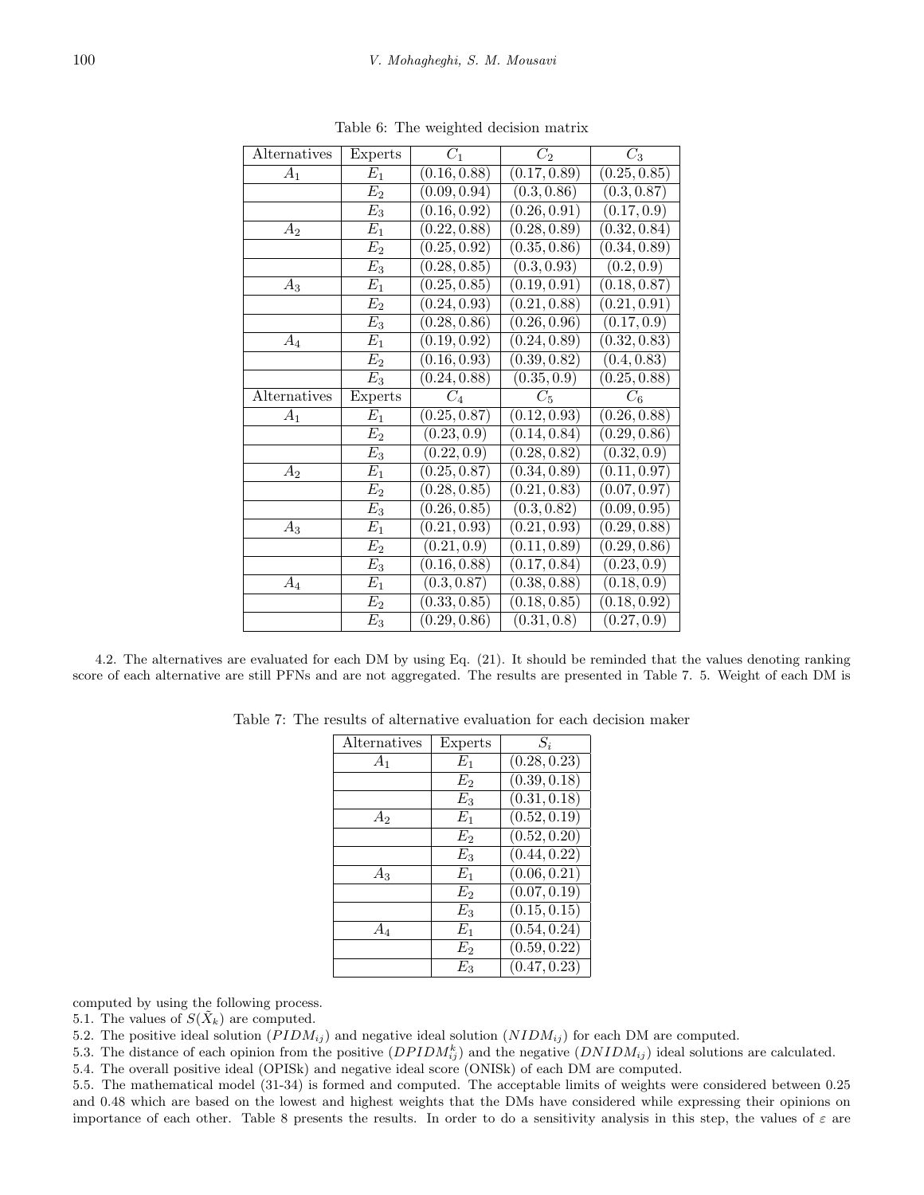Table 6: The weighted decision matrix

| Alternatives | Experts | $C_1$ | $C_2$ | $C_3$ |
|---|---|---|---|---|
| $A_1$ | $E_1$ | $(0.16, 0.88)$ | $(0.17, 0.89)$ | $(0.25, 0.85)$ |
| | $E_2$ | $(0.09, 0.94)$ | $(0.3, 0.86)$ | $(0.3, 0.87)$ |
| | $E_3$ | $(0.16, 0.92)$ | $(0.26, 0.91)$ | $(0.17, 0.9)$ |
| $A_2$ | $E_1$ | $(0.22, 0.88)$ | $(0.28, 0.89)$ | $(0.32, 0.84)$ |
| | $E_2$ | $(0.25, 0.92)$ | $(0.35, 0.86)$ | $(0.34, 0.89)$ |
| | $E_3$ | $(0.28, 0.85)$ | $(0.3, 0.93)$ | $(0.2, 0.9)$ |
| $A_3$ | $E_1$ | $(0.25, 0.85)$ | $(0.19, 0.91)$ | $(0.18, 0.87)$ |
| | $E_2$ | $(0.24, 0.93)$ | $(0.21, 0.88)$ | $(0.21, 0.91)$ |
| | $E_3$ | $(0.28, 0.86)$ | $(0.26, 0.96)$ | $(0.17, 0.9)$ |
| $A_4$ | $E_1$ | $(0.19, 0.92)$ | $(0.24, 0.89)$ | $(0.32, 0.83)$ |
| | $E_2$ | $(0.16, 0.93)$ | $(0.39, 0.82)$ | $(0.4, 0.83)$ |
| | $E_3$ | $(0.24, 0.88)$ | $(0.35, 0.9)$ | $(0.25, 0.88)$ |
| Alternatives | Experts | $C_4$ | $C_5$ | $C_6$ |
| $A_1$ | $E_1$ | $(0.25, 0.87)$ | $(0.12, 0.93)$ | $(0.26, 0.88)$ |
| | $E_2$ | $(0.23, 0.9)$ | $(0.14, 0.84)$ | $(0.29, 0.86)$ |
| | $E_3$ | $(0.22, 0.9)$ | $(0.28, 0.82)$ | $(0.32, 0.9)$ |
| $A_2$ | $E_1$ | $(0.25, 0.87)$ | $(0.34, 0.89)$ | $(0.11, 0.97)$ |
| | $E_2$ | $(0.28, 0.85)$ | $(0.21, 0.83)$ | $(0.07, 0.97)$ |
| | $E_3$ | $(0.26, 0.85)$ | $(0.3, 0.82)$ | $(0.09, 0.95)$ |
| $A_3$ | $E_1$ | $(0.21, 0.93)$ | $(0.21, 0.93)$ | $(0.29, 0.88)$ |
| | $E_2$ | $(0.21, 0.9)$ | $(0.11, 0.89)$ | $(0.29, 0.86)$ |
| | $E_3$ | $(0.16, 0.88)$ | $(0.17, 0.84)$ | $(0.23, 0.9)$ |
| $A_4$ | $E_1$ | $(0.3, 0.87)$ | $(0.38, 0.88)$ | $(0.18, 0.9)$ |
| | $E_2$ | $(0.33, 0.85)$ | $(0.18, 0.85)$ | $(0.18, 0.92)$ |
| | $E_3$ | $(0.29, 0.86)$ | $(0.31, 0.8)$ | $(0.27, 0.9)$ |

4.2. The alternatives are evaluated for each DM by using Eq. (21). It should be reminded that the values denoting ranking score of each alternative are still PFNs and are not aggregated. The results are presented in Table 7. 5. Weight of each DM is computed by using the following process.

Table 7: The results of alternative evaluation for each decision maker

| Alternatives | Experts | $S_i$ |
|---|---|---|
| $A_1$ | $E_1$ | $(0.28, 0.23)$ |
| | $E_2$ | $(0.39, 0.18)$ |
| | $E_3$ | $(0.31, 0.18)$ |
| $A_2$ | $E_1$ | $(0.52, 0.19)$ |
| | $E_2$ | $(0.52, 0.20)$ |
| | $E_3$ | $(0.44, 0.22)$ |
| $A_3$ | $E_1$ | $(0.06, 0.21)$ |
| | $E_2$ | $(0.07, 0.19)$ |
| | $E_3$ | $(0.15, 0.15)$ |
| $A_4$ | $E_1$ | $(0.54, 0.24)$ |
| | $E_2$ | $(0.59, 0.22)$ |
| | $E_3$ | $(0.47, 0.23)$ |

5.1. The values of $S(\tilde{X}_k)$ are computed.

5.2. The positive ideal solution ($PIDM_{ij}$) and negative ideal solution ($NIDM_{ij}$) for each DM are computed.

5.3. The distance of each opinion from the positive ($DPIDM^k_{ij}$) and the negative ($DNIDM_{ij}$) ideal solutions are calculated.

5.4. The overall positive ideal (OPISk) and negative ideal score (ONISk) of each DM are computed.

5.5. The mathematical model (31-34) is formed and computed. The acceptable limits of weights were considered between 0.25 and 0.48 which are based on the lowest and highest weights that the DMs have considered while expressing their opinions on importance of each other. Table 8 presents the results. In order to do a sensitivity analysis in this step, the values of $\varepsilon$ are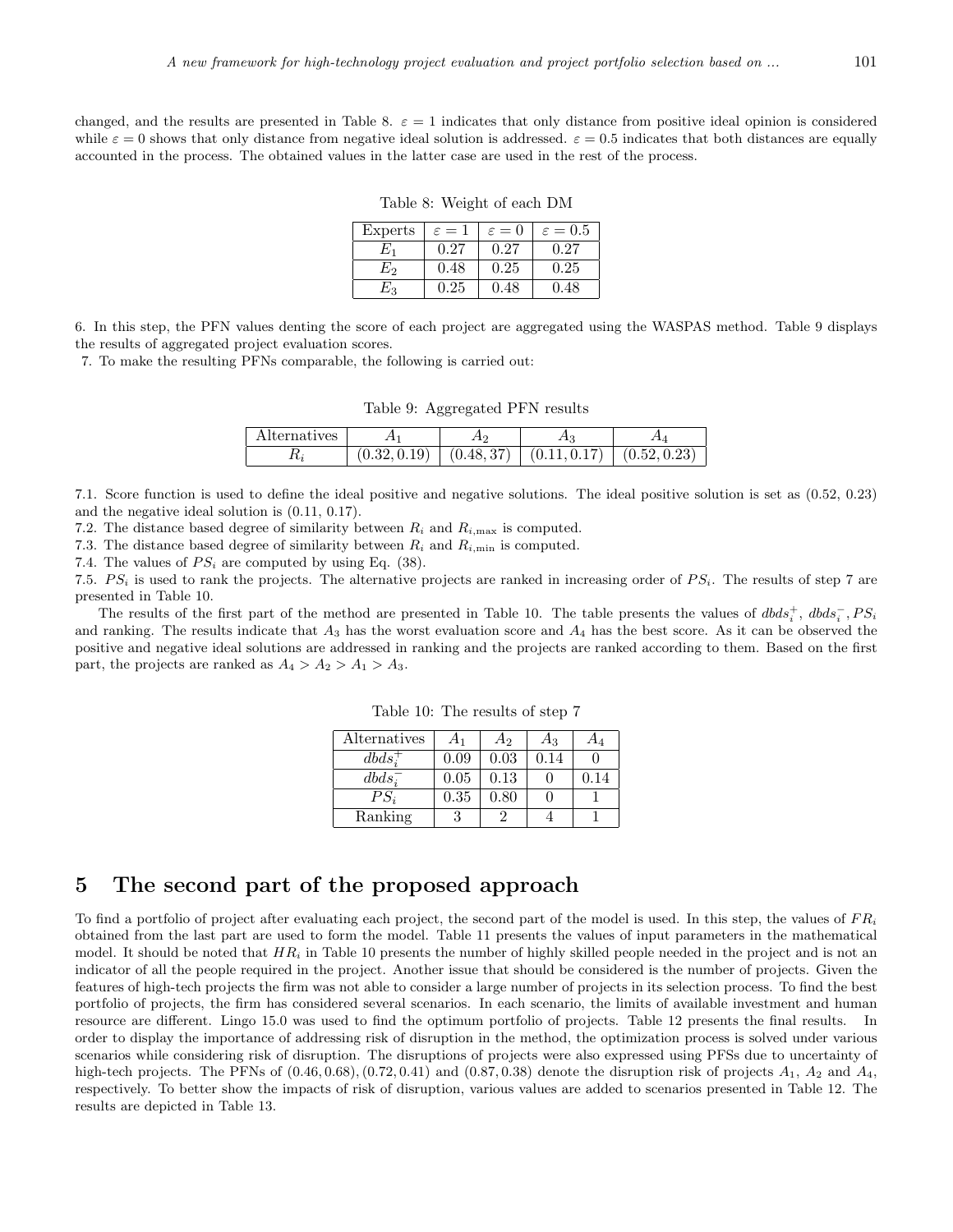changed, and the results are presented in Table 8. $\varepsilon = 1$ indicates that only distance from positive ideal opinion is considered while $\varepsilon = 0$ shows that only distance from negative ideal solution is addressed. $\varepsilon = 0.5$ indicates that both distances are equally accounted in the process. The obtained values in the latter case are used in the rest of the process.

Table 8: Weight of each DM

| Experts | $\varepsilon = 1$ | $\varepsilon = 0$ | $\varepsilon = 0.5$ |
|---|---|---|---|
| $E_1$ | 0.27 | 0.27 | 0.27 |
| $E_2$ | 0.48 | 0.25 | 0.25 |
| $E_3$ | 0.25 | 0.48 | 0.48 |

6. In this step, the PFN values denting the score of each project are aggregated using the WASPAS method. Table 9 displays the results of aggregated project evaluation scores.

7. To make the resulting PFNs comparable, the following is carried out:

Table 9: Aggregated PFN results

| Alternatives | $A_1$ | $A_2$ | $A_3$ | $A_4$ |
|---|---|---|---|---|
| $R_i$ | $(0.32, 0.19)$ | $(0.48, 37)$ | $(0.11, 0.17)$ | $(0.52, 0.23)$ |

7.1. Score function is used to define the ideal positive and negative solutions. The ideal positive solution is set as (0.52, 0.23) and the negative ideal solution is (0.11, 0.17).

7.2. The distance based degree of similarity between $R_i$ and $R_{i,\max}$ is computed.

7.3. The distance based degree of similarity between $R_i$ and $R_{i,\min}$ is computed.

7.4. The values of $PS_i$ are computed by using Eq. (38).

7.5. $PS_i$ is used to rank the projects. The alternative projects are ranked in increasing order of $PS_i$. The results of step 7 are presented in Table 10.

The results of the first part of the method are presented in Table 10. The table presents the values of $dbds_i^+$, $dbds_i^-$, $PS_i$ and ranking. The results indicate that $A_3$ has the worst evaluation score and $A_4$ has the best score. As it can be observed the positive and negative ideal solutions are addressed in ranking and the projects are ranked according to them. Based on the first part, the projects are ranked as $A_4 > A_2 > A_1 > A_3$.

Table 10: The results of step 7

| Alternatives | $A_1$ | $A_2$ | $A_3$ | $A_4$ |
|---|---|---|---|---|
| $dbds_i^+$ | 0.09 | 0.03 | 0.14 | 0 |
| $dbds_i^-$ | 0.05 | 0.13 | 0 | 0.14 |
| $PS_i$ | 0.35 | 0.80 | 0 | 1 |
| Ranking | 3 | 2 | 4 | 1 |

## 5 The second part of the proposed approach

To find a portfolio of project after evaluating each project, the second part of the model is used. In this step, the values of $FR_i$ obtained from the last part are used to form the model. Table 11 presents the values of input parameters in the mathematical model. It should be noted that $HR_i$ in Table 10 presents the number of highly skilled people needed in the project and is not an indicator of all the people required in the project. Another issue that should be considered is the number of projects. Given the features of high-tech projects the firm was not able to consider a large number of projects in its selection process. To find the best portfolio of projects, the firm has considered several scenarios. In each scenario, the limits of available investment and human resource are different. Lingo 15.0 was used to find the optimum portfolio of projects. Table 12 presents the final results. In order to display the importance of addressing risk of disruption in the method, the optimization process is solved under various scenarios while considering risk of disruption. The disruptions of projects were also expressed using PFSs due to uncertainty of high-tech projects. The PFNs of $(0.46, 0.68)$, $(0.72, 0.41)$ and $(0.87, 0.38)$ denote the disruption risk of projects $A_1$, $A_2$ and $A_4$, respectively. To better show the impacts of risk of disruption, various values are added to scenarios presented in Table 12. The results are depicted in Table 13.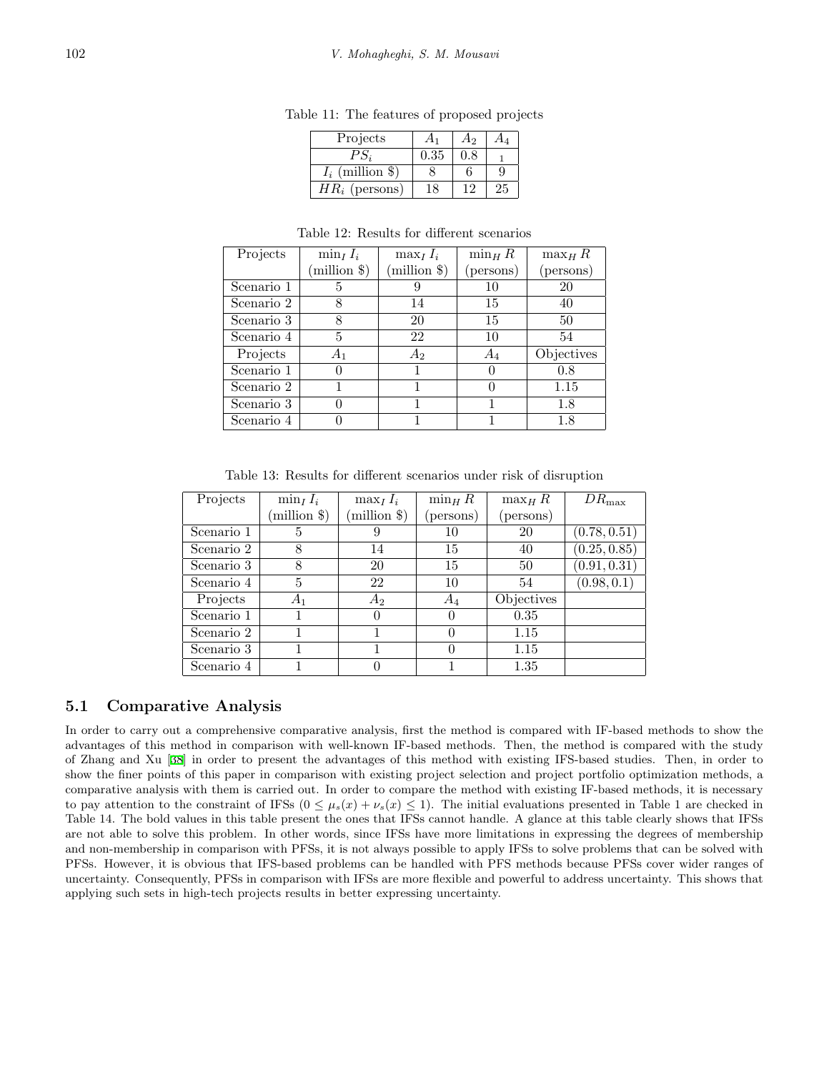Table 11: The features of proposed projects

| Projects | $A_1$ | $A_2$ | $A_4$ |
|---|---|---|---|
| $PS_i$ | 0.35 | 0.8 | 1 |
| $I_i$ (million \$) | 8 | 6 | 9 |
| $HR_i$ (persons) | 18 | 12 | 25 |

Table 12: Results for different scenarios

| Projects | $\min_I I_i$ (million \$) | $\max_I I_i$ (million \$) | $\min_H R$ (persons) | $\max_H R$ (persons) |
|---|---|---|---|---|
| Scenario 1 | 5 | 9 | 10 | 20 |
| Scenario 2 | 8 | 14 | 15 | 40 |
| Scenario 3 | 8 | 20 | 15 | 50 |
| Scenario 4 | 5 | 22 | 10 | 54 |
| Projects | $A_1$ | $A_2$ | $A_4$ | Objectives |
| Scenario 1 | 0 | 1 | 0 | 0.8 |
| Scenario 2 | 1 | 1 | 0 | 1.15 |
| Scenario 3 | 0 | 1 | 1 | 1.8 |
| Scenario 4 | 0 | 1 | 1 | 1.8 |

Table 13: Results for different scenarios under risk of disruption

| Projects | $\min_I I_i$ (million \$) | $\max_I I_i$ (million \$) | $\min_H R$ (persons) | $\max_H R$ (persons) | $DR_{\max}$ |
|---|---|---|---|---|---|
| Scenario 1 | 5 | 9 | 10 | 20 | (0.78, 0.51) |
| Scenario 2 | 8 | 14 | 15 | 40 | (0.25, 0.85) |
| Scenario 3 | 8 | 20 | 15 | 50 | (0.91, 0.31) |
| Scenario 4 | 5 | 22 | 10 | 54 | (0.98, 0.1) |
| Projects | $A_1$ | $A_2$ | $A_4$ | Objectives | |
| Scenario 1 | 1 | 0 | 0 | 0.35 | |
| Scenario 2 | 1 | 1 | 0 | 1.15 | |
| Scenario 3 | 1 | 1 | 0 | 1.15 | |
| Scenario 4 | 1 | 0 | 1 | 1.35 | |

## 5.1 Comparative Analysis

In order to carry out a comprehensive comparative analysis, first the method is compared with IF-based methods to show the advantages of this method in comparison with well-known IF-based methods. Then, the method is compared with the study of Zhang and Xu [38] in order to present the advantages of this method with existing IFS-based studies. Then, in order to show the finer points of this paper in comparison with existing project selection and project portfolio optimization methods, a comparative analysis with them is carried out. In order to compare the method with existing IF-based methods, it is necessary to pay attention to the constraint of IFSs ($0 \leq \mu_s(x) + \nu_s(x) \leq 1$). The initial evaluations presented in Table 1 are checked in Table 14. The bold values in this table present the ones that IFSs cannot handle. A glance at this table clearly shows that IFSs are not able to solve this problem. In other words, since IFSs have more limitations in expressing the degrees of membership and non-membership in comparison with PFSs, it is not always possible to apply IFSs to solve problems that can be solved with PFSs. However, it is obvious that IFS-based problems can be handled with PFS methods because PFSs cover wider ranges of uncertainty. Consequently, PFSs in comparison with IFSs are more flexible and powerful to address uncertainty. This shows that applying such sets in high-tech projects results in better expressing uncertainty.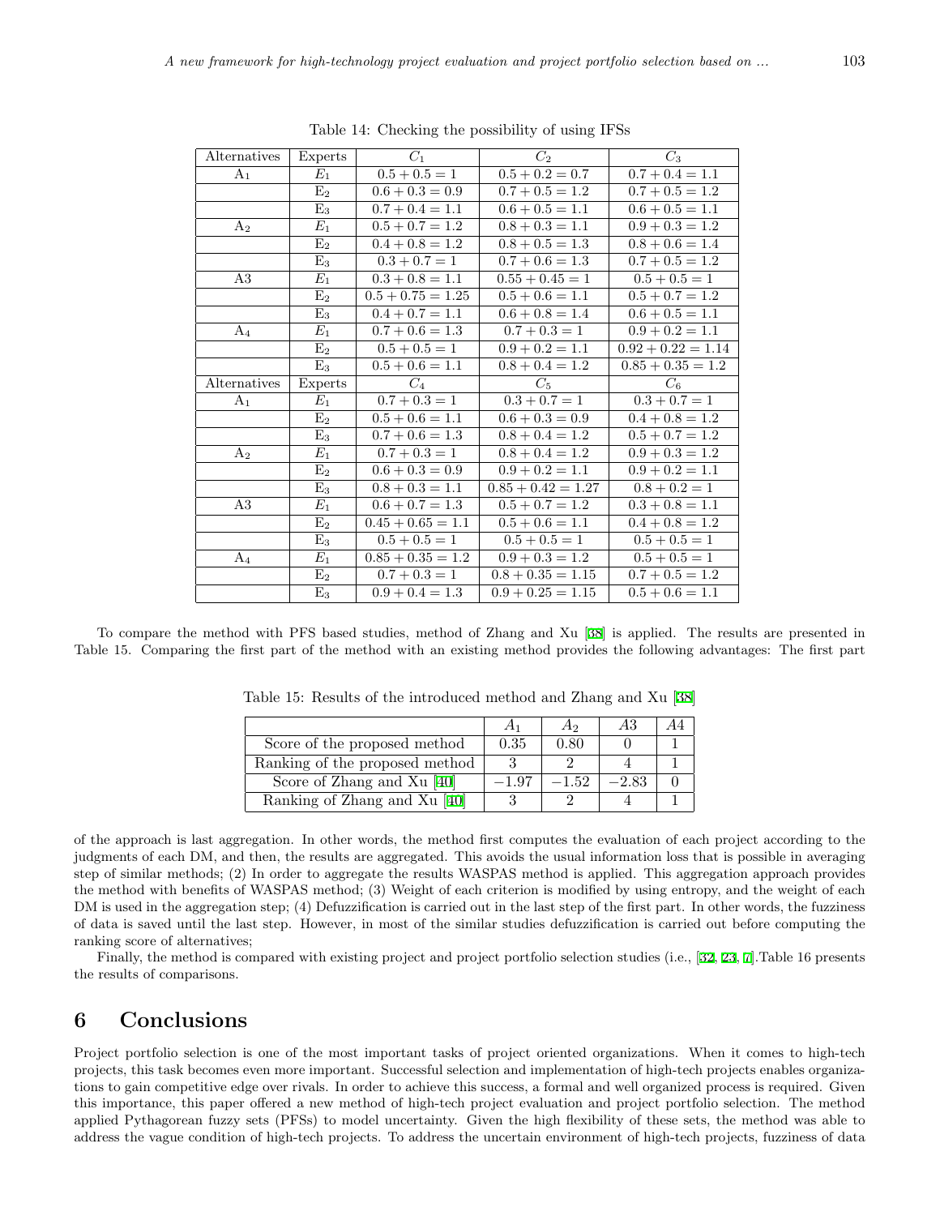Table 14: Checking the possibility of using IFSs

| Alternatives | Experts | $C_1$ | $C_2$ | $C_3$ |
|---|---|---|---|---|
| $A_1$ | $E_1$ | $0.5 + 0.5 = 1$ | $0.5 + 0.2 = 0.7$ | $0.7 + 0.4 = 1.1$ |
| | $E_2$ | $0.6 + 0.3 = 0.9$ | $0.7 + 0.5 = 1.2$ | $0.7 + 0.5 = 1.2$ |
| | $E_3$ | $0.7 + 0.4 = 1.1$ | $0.6 + 0.5 = 1.1$ | $0.6 + 0.5 = 1.1$ |
| $A_2$ | $E_1$ | $0.5 + 0.7 = 1.2$ | $0.8 + 0.3 = 1.1$ | $0.9 + 0.3 = 1.2$ |
| | $E_2$ | $0.4 + 0.8 = 1.2$ | $0.8 + 0.5 = 1.3$ | $0.8 + 0.6 = 1.4$ |
| | $E_3$ | $0.3 + 0.7 = 1$ | $0.7 + 0.6 = 1.3$ | $0.7 + 0.5 = 1.2$ |
| A3 | $E_1$ | $0.3 + 0.8 = 1.1$ | $0.55 + 0.45 = 1$ | $0.5 + 0.5 = 1$ |
| | $E_2$ | $0.5 + 0.75 = 1.25$ | $0.5 + 0.6 = 1.1$ | $0.5 + 0.7 = 1.2$ |
| | $E_3$ | $0.4 + 0.7 = 1.1$ | $0.6 + 0.8 = 1.4$ | $0.6 + 0.5 = 1.1$ |
| $A_4$ | $E_1$ | $0.7 + 0.6 = 1.3$ | $0.7 + 0.3 = 1$ | $0.9 + 0.2 = 1.1$ |
| | $E_2$ | $0.5 + 0.5 = 1$ | $0.9 + 0.2 = 1.1$ | $0.92 + 0.22 = 1.14$ |
| | $E_3$ | $0.5 + 0.6 = 1.1$ | $0.8 + 0.4 = 1.2$ | $0.85 + 0.35 = 1.2$ |
| Alternatives | Experts | $C_4$ | $C_5$ | $C_6$ |
| $A_1$ | $E_1$ | $0.7 + 0.3 = 1$ | $0.3 + 0.7 = 1$ | $0.3 + 0.7 = 1$ |
| | $E_2$ | $0.5 + 0.6 = 1.1$ | $0.6 + 0.3 = 0.9$ | $0.4 + 0.8 = 1.2$ |
| | $E_3$ | $0.7 + 0.6 = 1.3$ | $0.8 + 0.4 = 1.2$ | $0.5 + 0.7 = 1.2$ |
| $A_2$ | $E_1$ | $0.7 + 0.3 = 1$ | $0.8 + 0.4 = 1.2$ | $0.9 + 0.3 = 1.2$ |
| | $E_2$ | $0.6 + 0.3 = 0.9$ | $0.9 + 0.2 = 1.1$ | $0.9 + 0.2 = 1.1$ |
| | $E_3$ | $0.8 + 0.3 = 1.1$ | $0.85 + 0.42 = 1.27$ | $0.8 + 0.2 = 1$ |
| A3 | $E_1$ | $0.6 + 0.7 = 1.3$ | $0.5 + 0.7 = 1.2$ | $0.3 + 0.8 = 1.1$ |
| | $E_2$ | $0.45 + 0.65 = 1.1$ | $0.5 + 0.6 = 1.1$ | $0.4 + 0.8 = 1.2$ |
| | $E_3$ | $0.5 + 0.5 = 1$ | $0.5 + 0.5 = 1$ | $0.5 + 0.5 = 1$ |
| $A_4$ | $E_1$ | $0.85 + 0.35 = 1.2$ | $0.9 + 0.3 = 1.2$ | $0.5 + 0.5 = 1$ |
| | $E_2$ | $0.7 + 0.3 = 1$ | $0.8 + 0.35 = 1.15$ | $0.7 + 0.5 = 1.2$ |
| | $E_3$ | $0.9 + 0.4 = 1.3$ | $0.9 + 0.25 = 1.15$ | $0.5 + 0.6 = 1.1$ |

To compare the method with PFS based studies, method of Zhang and Xu [38] is applied. The results are presented in Table 15. Comparing the first part of the method with an existing method provides the following advantages: The first part of the approach is last aggregation. In other words, the method first computes the evaluation of each project according to the judgments of each DM, and then, the results are aggregated. This avoids the usual information loss that is possible in averaging step of similar methods; (2) In order to aggregate the results WASPAS method is applied. This aggregation approach provides the method with benefits of WASPAS method; (3) Weight of each criterion is modified by using entropy, and the weight of each DM is used in the aggregation step; (4) Defuzzification is carried out in the last step of the first part. In other words, the fuzziness of data is saved until the last step. However, in most of the similar studies defuzzification is carried out before computing the ranking score of alternatives;

Table 15: Results of the introduced method and Zhang and Xu [38]

| | $A_1$ | $A_2$ | $A3$ | $A4$ |
|---|---|---|---|---|
| Score of the proposed method | 0.35 | 0.80 | 0 | 1 |
| Ranking of the proposed method | 3 | 2 | 4 | 1 |
| Score of Zhang and Xu [40] | $-1.97$ | $-1.52$ | $-2.83$ | 0 |
| Ranking of Zhang and Xu [40] | 3 | 2 | 4 | 1 |

Finally, the method is compared with existing project and project portfolio selection studies (i.e., [32, 23, 7].Table 16 presents the results of comparisons.

# 6 Conclusions

Project portfolio selection is one of the most important tasks of project oriented organizations. When it comes to high-tech projects, this task becomes even more important. Successful selection and implementation of high-tech projects enables organizations to gain competitive edge over rivals. In order to achieve this success, a formal and well organized process is required. Given this importance, this paper offered a new method of high-tech project evaluation and project portfolio selection. The method applied Pythagorean fuzzy sets (PFSs) to model uncertainty. Given the high flexibility of these sets, the method was able to address the vague condition of high-tech projects. To address the uncertain environment of high-tech projects, fuzziness of data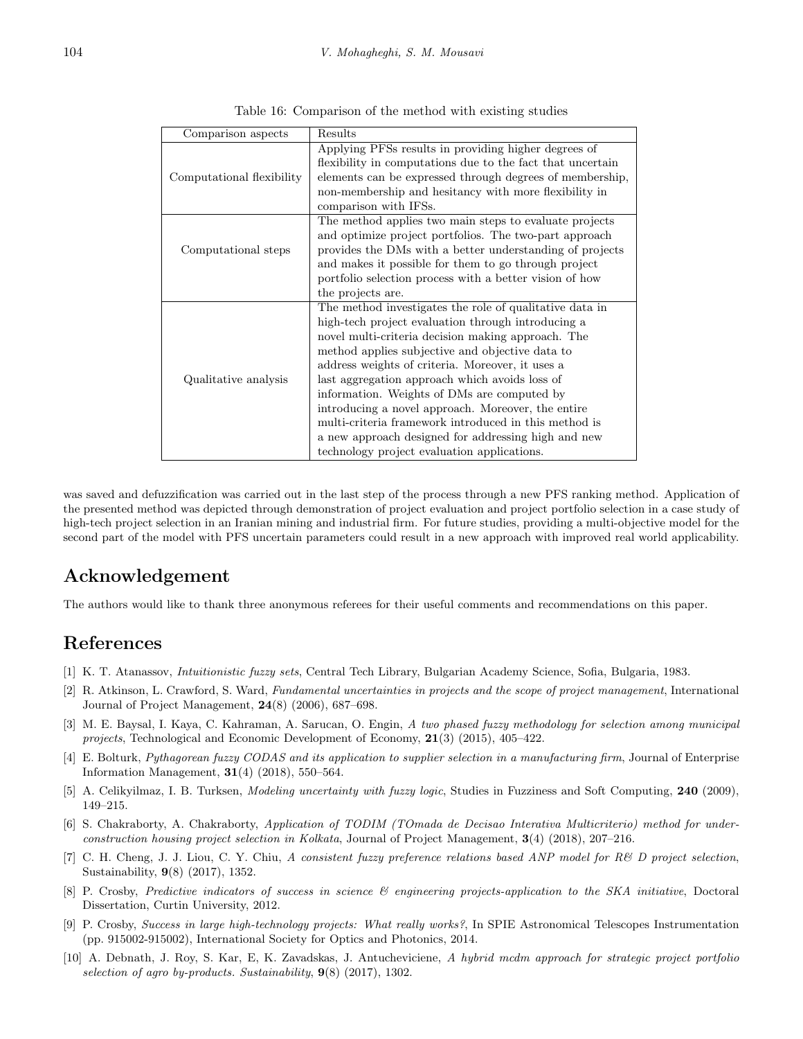Table 16: Comparison of the method with existing studies

| Comparison aspects | Results |
|---|---|
| Computational flexibility | Applying PFSs results in providing higher degrees of flexibility in computations due to the fact that uncertain elements can be expressed through degrees of membership, non-membership and hesitancy with more flexibility in comparison with IFSs. |
| Computational steps | The method applies two main steps to evaluate projects and optimize project portfolios. The two-part approach provides the DMs with a better understanding of projects and makes it possible for them to go through project portfolio selection process with a better vision of how the projects are. |
| Qualitative analysis | The method investigates the role of qualitative data in high-tech project evaluation through introducing a novel multi-criteria decision making approach. The method applies subjective and objective data to address weights of criteria. Moreover, it uses a last aggregation approach which avoids loss of information. Weights of DMs are computed by introducing a novel approach. Moreover, the entire multi-criteria framework introduced in this method is a new approach designed for addressing high and new technology project evaluation applications. |

was saved and defuzzification was carried out in the last step of the process through a new PFS ranking method. Application of the presented method was depicted through demonstration of project evaluation and project portfolio selection in a case study of high-tech project selection in an Iranian mining and industrial firm. For future studies, providing a multi-objective model for the second part of the model with PFS uncertain parameters could result in a new approach with improved real world applicability.

## Acknowledgement

The authors would like to thank three anonymous referees for their useful comments and recommendations on this paper.

## References

[1] K. T. Atanassov, *Intuitionistic fuzzy sets*, Central Tech Library, Bulgarian Academy Science, Sofia, Bulgaria, 1983.

[2] R. Atkinson, L. Crawford, S. Ward, *Fundamental uncertainties in projects and the scope of project management*, International Journal of Project Management, **24**(8) (2006), 687–698.

[3] M. E. Baysal, I. Kaya, C. Kahraman, A. Sarucan, O. Engin, *A two phased fuzzy methodology for selection among municipal projects*, Technological and Economic Development of Economy, **21**(3) (2015), 405–422.

[4] E. Bolturk, *Pythagorean fuzzy CODAS and its application to supplier selection in a manufacturing firm*, Journal of Enterprise Information Management, **31**(4) (2018), 550–564.

[5] A. Celikyilmaz, I. B. Turksen, *Modeling uncertainty with fuzzy logic*, Studies in Fuzziness and Soft Computing, **240** (2009), 149–215.

[6] S. Chakraborty, A. Chakraborty, *Application of TODIM (TOmada de Decisao Interativa Multicriterio) method for under-construction housing project selection in Kolkata*, Journal of Project Management, **3**(4) (2018), 207–216.

[7] C. H. Cheng, J. J. Liou, C. Y. Chiu, *A consistent fuzzy preference relations based ANP model for R& D project selection*, Sustainability, **9**(8) (2017), 1352.

[8] P. Crosby, *Predictive indicators of success in science & engineering projects-application to the SKA initiative*, Doctoral Dissertation, Curtin University, 2012.

[9] P. Crosby, *Success in large high-technology projects: What really works?*, In SPIE Astronomical Telescopes Instrumentation (pp. 915002-915002), International Society for Optics and Photonics, 2014.

[10] A. Debnath, J. Roy, S. Kar, E, K. Zavadskas, J. Antucheviciene, *A hybrid mcdm approach for strategic project portfolio selection of agro by-products. Sustainability*, **9**(8) (2017), 1302.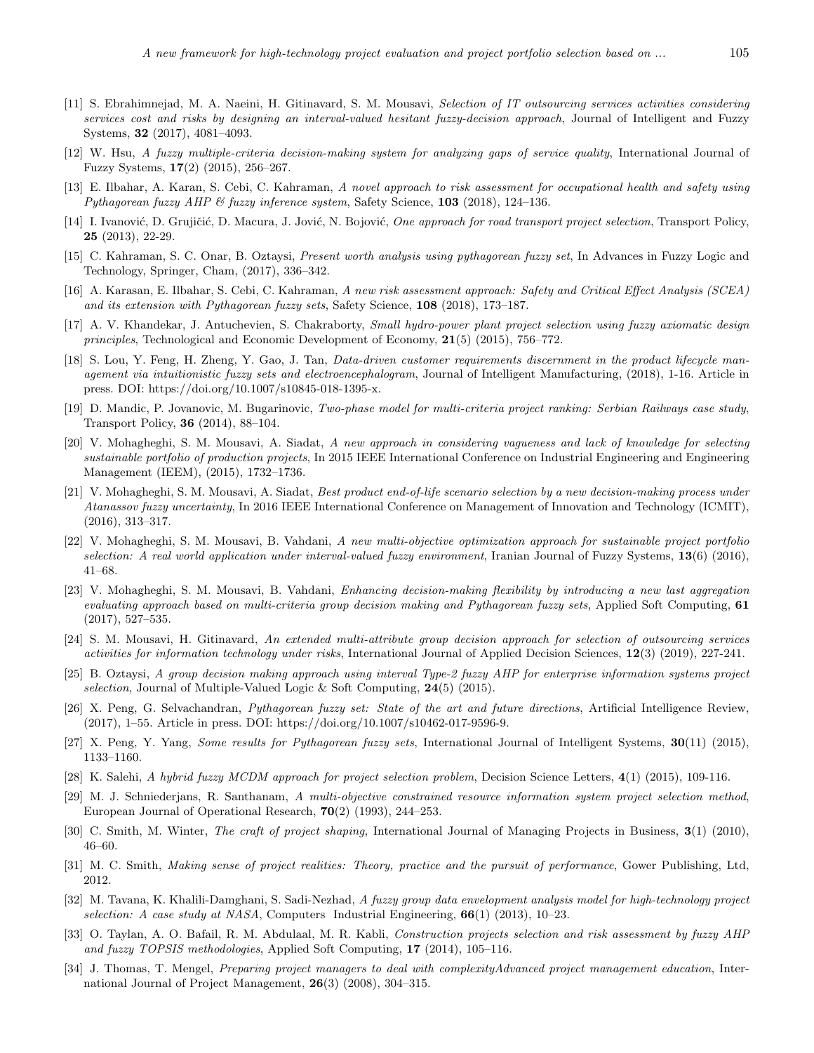[11] S. Ebrahimnejad, M. A. Naeini, H. Gitinavard, S. M. Mousavi, *Selection of IT outsourcing services activities considering services cost and risks by designing an interval-valued hesitant fuzzy-decision approach*, Journal of Intelligent and Fuzzy Systems, **32** (2017), 4081–4093.

[12] W. Hsu, *A fuzzy multiple-criteria decision-making system for analyzing gaps of service quality*, International Journal of Fuzzy Systems, **17**(2) (2015), 256–267.

[13] E. Ilbahar, A. Karan, S. Cebi, C. Kahraman, *A novel approach to risk assessment for occupational health and safety using Pythagorean fuzzy AHP & fuzzy inference system*, Safety Science, **103** (2018), 124–136.

[14] I. Ivanović, D. Grujičić, D. Macura, J. Jović, N. Bojović, *One approach for road transport project selection*, Transport Policy, **25** (2013), 22-29.

[15] C. Kahraman, S. C. Onar, B. Oztaysi, *Present worth analysis using pythagorean fuzzy set*, In Advances in Fuzzy Logic and Technology, Springer, Cham, (2017), 336–342.

[16] A. Karasan, E. Ilbahar, S. Cebi, C. Kahraman, *A new risk assessment approach: Safety and Critical Effect Analysis (SCEA) and its extension with Pythagorean fuzzy sets*, Safety Science, **108** (2018), 173–187.

[17] A. V. Khandekar, J. Antuchevien, S. Chakraborty, *Small hydro-power plant project selection using fuzzy axiomatic design principles*, Technological and Economic Development of Economy, **21**(5) (2015), 756–772.

[18] S. Lou, Y. Feng, H. Zheng, Y. Gao, J. Tan, *Data-driven customer requirements discernment in the product lifecycle management via intuitionistic fuzzy sets and electroencephalogram*, Journal of Intelligent Manufacturing, (2018), 1-16. Article in press. DOI: https://doi.org/10.1007/s10845-018-1395-x.

[19] D. Mandic, P. Jovanovic, M. Bugarinovic, *Two-phase model for multi-criteria project ranking: Serbian Railways case study*, Transport Policy, **36** (2014), 88–104.

[20] V. Mohagheghi, S. M. Mousavi, A. Siadat, *A new approach in considering vagueness and lack of knowledge for selecting sustainable portfolio of production projects*, In 2015 IEEE International Conference on Industrial Engineering and Engineering Management (IEEM), (2015), 1732–1736.

[21] V. Mohagheghi, S. M. Mousavi, A. Siadat, *Best product end-of-life scenario selection by a new decision-making process under Atanassov fuzzy uncertainty*, In 2016 IEEE International Conference on Management of Innovation and Technology (ICMIT), (2016), 313–317.

[22] V. Mohagheghi, S. M. Mousavi, B. Vahdani, *A new multi-objective optimization approach for sustainable project portfolio selection: A real world application under interval-valued fuzzy environment*, Iranian Journal of Fuzzy Systems, **13**(6) (2016), 41–68.

[23] V. Mohagheghi, S. M. Mousavi, B. Vahdani, *Enhancing decision-making flexibility by introducing a new last aggregation evaluating approach based on multi-criteria group decision making and Pythagorean fuzzy sets*, Applied Soft Computing, **61** (2017), 527–535.

[24] S. M. Mousavi, H. Gitinavard, *An extended multi-attribute group decision approach for selection of outsourcing services activities for information technology under risks*, International Journal of Applied Decision Sciences, **12**(3) (2019), 227-241.

[25] B. Oztaysi, *A group decision making approach using interval Type-2 fuzzy AHP for enterprise information systems project selection*, Journal of Multiple-Valued Logic & Soft Computing, **24**(5) (2015).

[26] X. Peng, G. Selvachandran, *Pythagorean fuzzy set: State of the art and future directions*, Artificial Intelligence Review, (2017), 1–55. Article in press. DOI: https://doi.org/10.1007/s10462-017-9596-9.

[27] X. Peng, Y. Yang, *Some results for Pythagorean fuzzy sets*, International Journal of Intelligent Systems, **30**(11) (2015), 1133–1160.

[28] K. Salehi, *A hybrid fuzzy MCDM approach for project selection problem*, Decision Science Letters, **4**(1) (2015), 109-116.

[29] M. J. Schniederjans, R. Santhanam, *A multi-objective constrained resource information system project selection method*, European Journal of Operational Research, **70**(2) (1993), 244–253.

[30] C. Smith, M. Winter, *The craft of project shaping*, International Journal of Managing Projects in Business, **3**(1) (2010), 46–60.

[31] M. C. Smith, *Making sense of project realities: Theory, practice and the pursuit of performance*, Gower Publishing, Ltd, 2012.

[32] M. Tavana, K. Khalili-Damghani, S. Sadi-Nezhad, *A fuzzy group data envelopment analysis model for high-technology project selection: A case study at NASA*, Computers Industrial Engineering, **66**(1) (2013), 10–23.

[33] O. Taylan, A. O. Bafail, R. M. Abdulaal, M. R. Kabli, *Construction projects selection and risk assessment by fuzzy AHP and fuzzy TOPSIS methodologies*, Applied Soft Computing, **17** (2014), 105–116.

[34] J. Thomas, T. Mengel, *Preparing project managers to deal with complexityAdvanced project management education*, International Journal of Project Management, **26**(3) (2008), 304–315.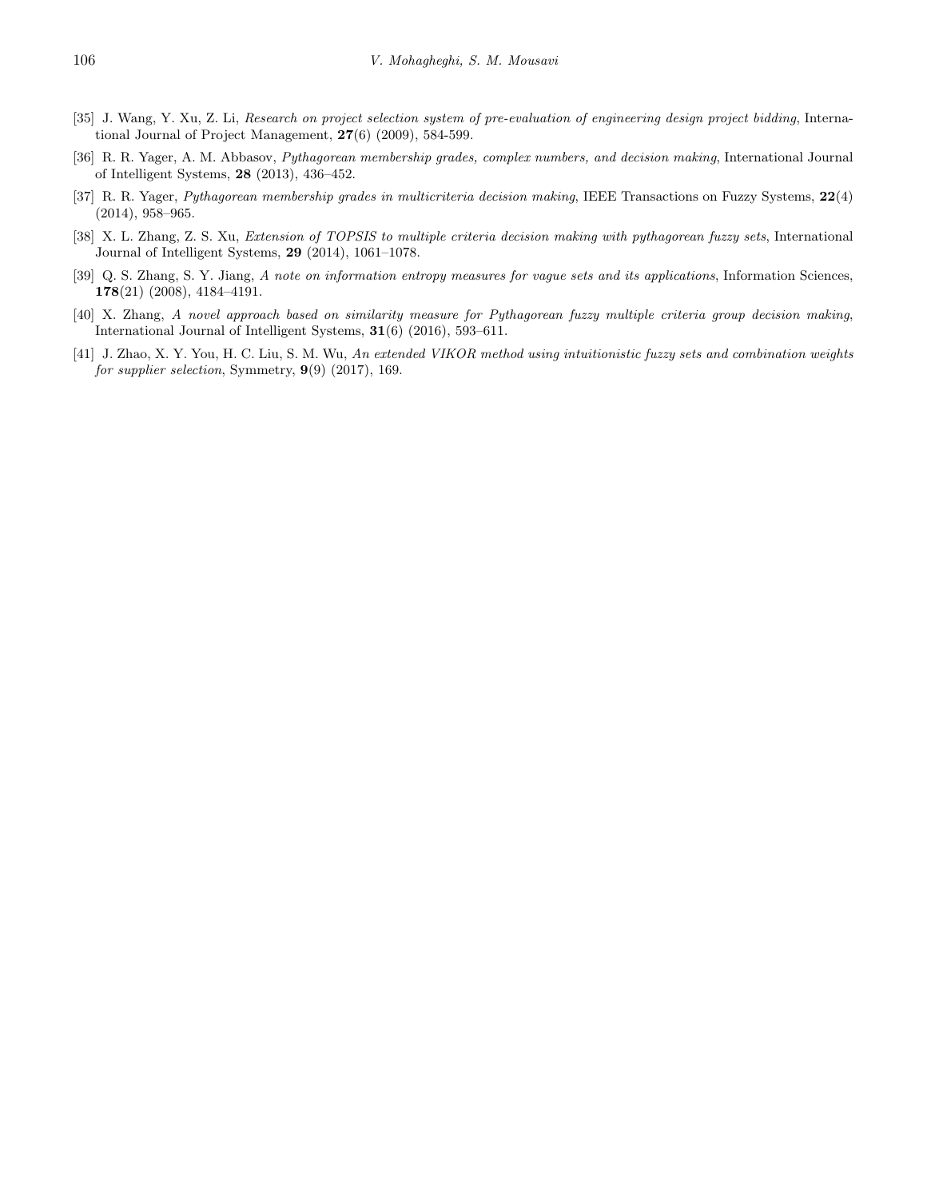[35] J. Wang, Y. Xu, Z. Li, *Research on project selection system of pre-evaluation of engineering design project bidding*, International Journal of Project Management, **27**(6) (2009), 584-599.

[36] R. R. Yager, A. M. Abbasov, *Pythagorean membership grades, complex numbers, and decision making*, International Journal of Intelligent Systems, **28** (2013), 436–452.

[37] R. R. Yager, *Pythagorean membership grades in multicriteria decision making*, IEEE Transactions on Fuzzy Systems, **22**(4) (2014), 958–965.

[38] X. L. Zhang, Z. S. Xu, *Extension of TOPSIS to multiple criteria decision making with pythagorean fuzzy sets*, International Journal of Intelligent Systems, **29** (2014), 1061–1078.

[39] Q. S. Zhang, S. Y. Jiang, *A note on information entropy measures for vague sets and its applications*, Information Sciences, **178**(21) (2008), 4184–4191.

[40] X. Zhang, *A novel approach based on similarity measure for Pythagorean fuzzy multiple criteria group decision making*, International Journal of Intelligent Systems, **31**(6) (2016), 593–611.

[41] J. Zhao, X. Y. You, H. C. Liu, S. M. Wu, *An extended VIKOR method using intuitionistic fuzzy sets and combination weights for supplier selection*, Symmetry, **9**(9) (2017), 169.